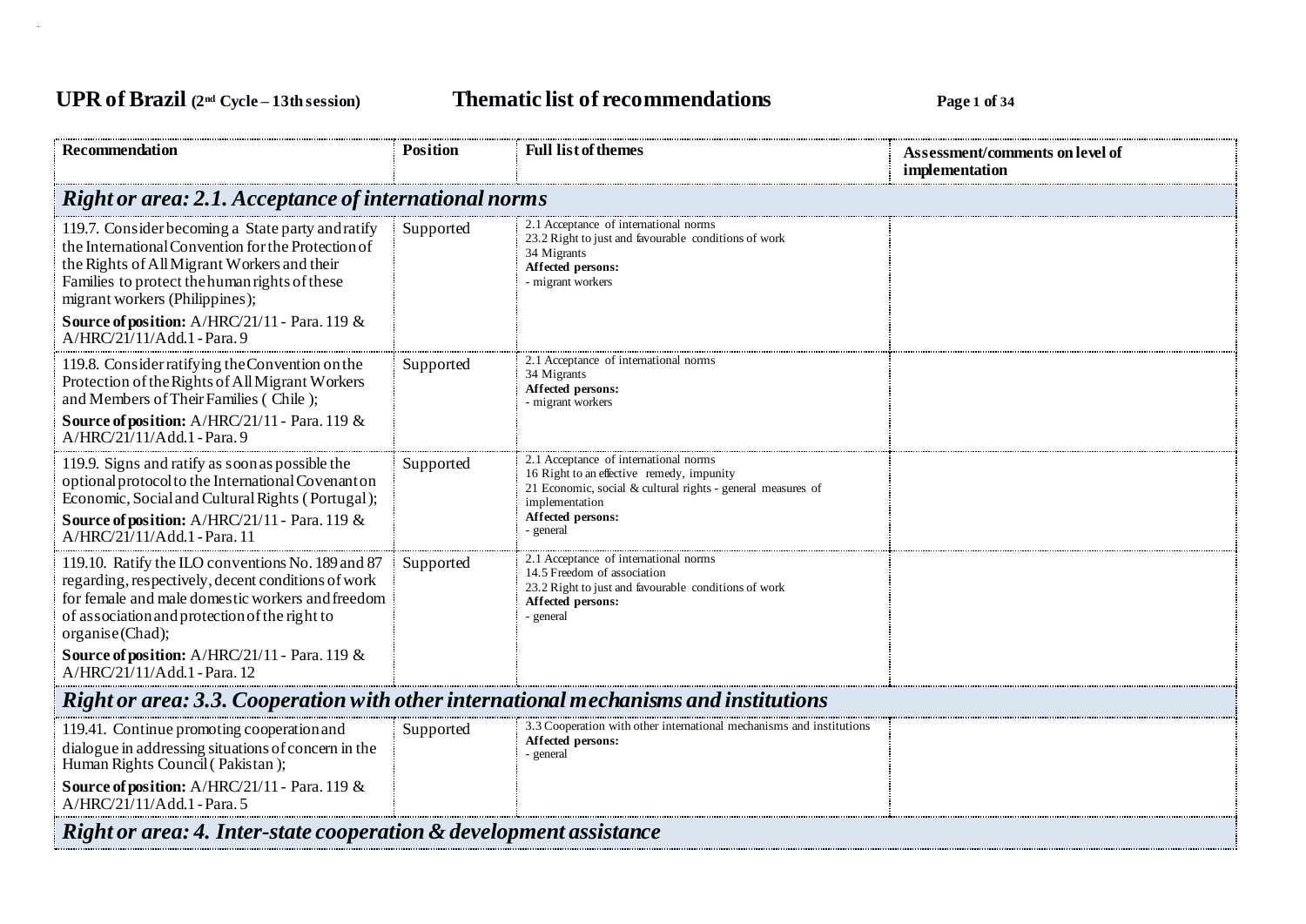# UPR of Brazil (2nd Cycle – 13th session) — Thematic list of recommendations

| Recommendation | Position | Full list of themes | Assessment/comments on level of implementation |
|---|---|---|---|
| ***Right or area: 2.1. Acceptance of international norms*** | | | |
| 119.7. Consider becoming a State party and ratify the International Convention for the Protection of the Rights of All Migrant Workers and their Families to protect the human rights of these migrant workers (Philippines);<br>**Source of position:** A/HRC/21/11 - Para. 119 & A/HRC/21/11/Add.1 - Para. 9 | Supported | 2.1 Acceptance of international norms<br>23.2 Right to just and favourable conditions of work<br>34 Migrants<br>**Affected persons:**<br>- migrant workers | |
| 119.8. Consider ratifying the Convention on the Protection of the Rights of All Migrant Workers and Members of Their Families ( Chile );<br>**Source of position:** A/HRC/21/11 - Para. 119 & A/HRC/21/11/Add.1 - Para. 9 | Supported | 2.1 Acceptance of international norms<br>34 Migrants<br>**Affected persons:**<br>- migrant workers | |
| 119.9. Signs and ratify as soon as possible the optional protocol to the International Covenant on Economic, Social and Cultural Rights ( Portugal );<br>**Source of position:** A/HRC/21/11 - Para. 119 & A/HRC/21/11/Add.1 - Para. 11 | Supported | 2.1 Acceptance of international norms<br>16 Right to an effective remedy, impunity<br>21 Economic, social & cultural rights - general measures of implementation<br>**Affected persons:**<br>- general | |
| 119.10. Ratify the ILO conventions No. 189 and 87 regarding, respectively, decent conditions of work for female and male domestic workers and freedom of association and protection of the right to organise (Chad);<br>**Source of position:** A/HRC/21/11 - Para. 119 & A/HRC/21/11/Add.1 - Para. 12 | Supported | 2.1 Acceptance of international norms<br>14.5 Freedom of association<br>23.2 Right to just and favourable conditions of work<br>**Affected persons:**<br>- general | |
| ***Right or area: 3.3. Cooperation with other international mechanisms and institutions*** | | | |
| 119.41. Continue promoting cooperation and dialogue in addressing situations of concern in the Human Rights Council ( Pakistan );<br>**Source of position:** A/HRC/21/11 - Para. 119 & A/HRC/21/11/Add.1 - Para. 5 | Supported | 3.3 Cooperation with other international mechanisms and institutions<br>**Affected persons:**<br>- general | |
| ***Right or area: 4. Inter-state cooperation & development assistance*** | | | |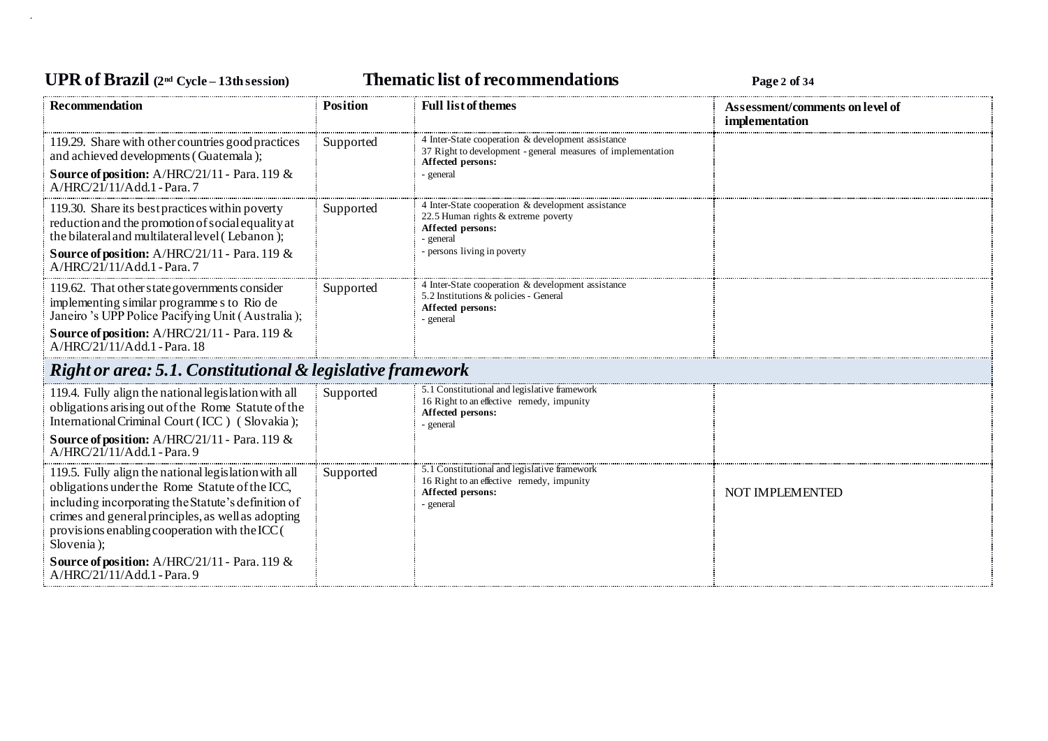| Recommendation | Position | Full list of themes | Assessment/comments on level of implementation |
|---|---|---|---|
| 119.29. Share with other countries good practices and achieved developments ( Guatemala ); **Source of position:** A/HRC/21/11 - Para. 119 & A/HRC/21/11/Add.1 - Para. 7 | Supported | 4 Inter-State cooperation & development assistance<br>37 Right to development - general measures of implementation<br>**Affected persons:**<br>- general | |
| 119.30. Share its best practices within poverty reduction and the promotion of social equality at the bilateral and multilateral level ( Lebanon ); **Source of position:** A/HRC/21/11 - Para. 119 & A/HRC/21/11/Add.1 - Para. 7 | Supported | 4 Inter-State cooperation & development assistance<br>22.5 Human rights & extreme poverty<br>**Affected persons:**<br>- general<br>- persons living in poverty | |
| 119.62. That other state governments consider implementing similar programme s to Rio de Janeiro 's UPP Police Pacifying Unit ( Australia ); **Source of position:** A/HRC/21/11 - Para. 119 & A/HRC/21/11/Add.1 - Para. 18 | Supported | 4 Inter-State cooperation & development assistance<br>5.2 Institutions & policies - General<br>**Affected persons:**<br>- general | |
| ***Right or area: 5.1. Constitutional & legislative framework*** | | | |
| 119.4. Fully align the national legislation with all obligations arising out of the Rome Statute of the International Criminal Court ( ICC ) ( Slovakia ); **Source of position:** A/HRC/21/11 - Para. 119 & A/HRC/21/11/Add.1 - Para. 9 | Supported | 5.1 Constitutional and legislative framework<br>16 Right to an effective remedy, impunity<br>**Affected persons:**<br>- general | |
| 119.5. Fully align the national legislation with all obligations under the Rome Statute of the ICC, including incorporating the Statute's definition of crimes and general principles, as well as adopting provisions enabling cooperation with the ICC ( Slovenia ); **Source of position:** A/HRC/21/11 - Para. 119 & A/HRC/21/11/Add.1 - Para. 9 | Supported | 5.1 Constitutional and legislative framework<br>16 Right to an effective remedy, impunity<br>**Affected persons:**<br>- general | NOT IMPLEMENTED |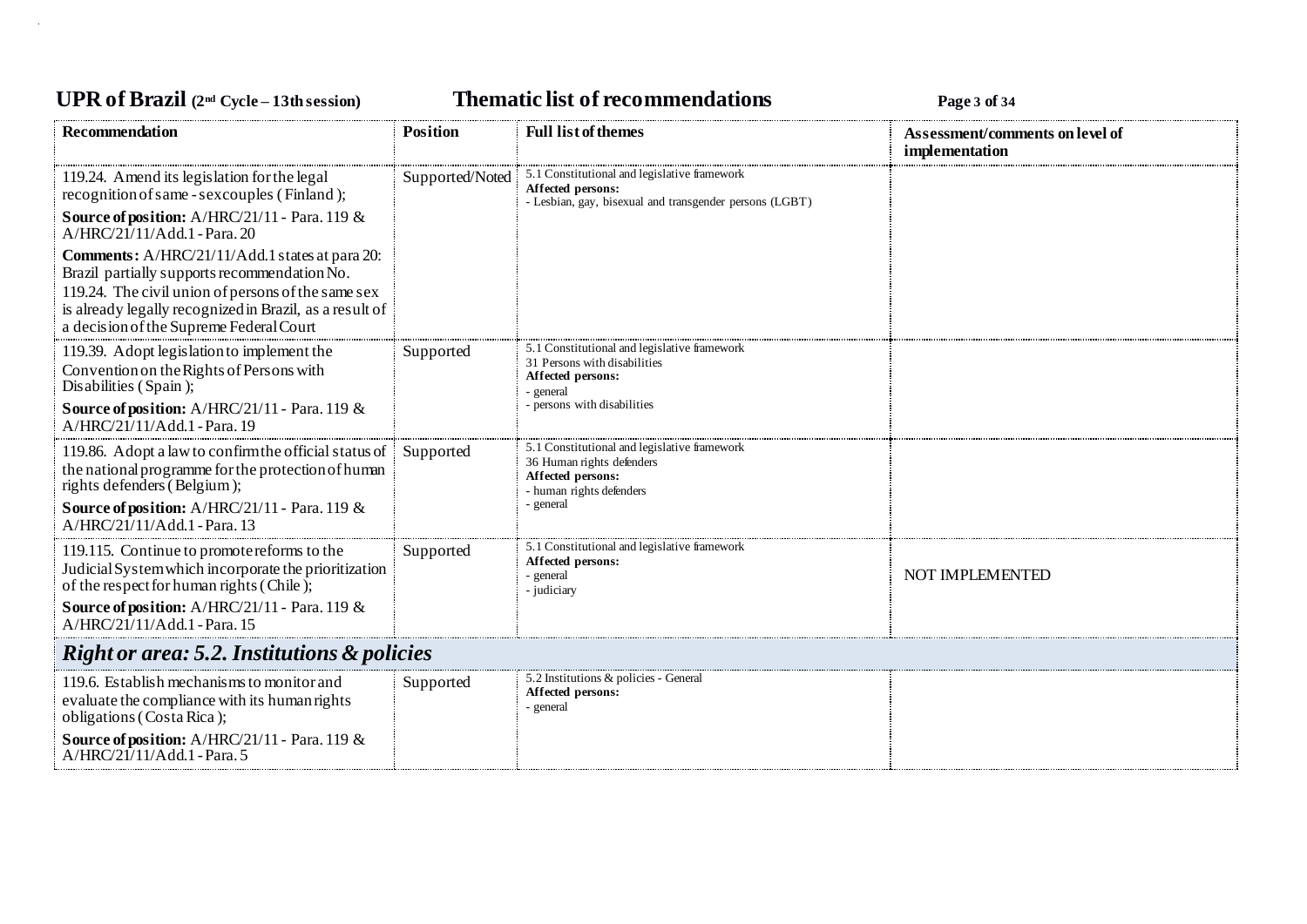| Recommendation | Position | Full list of themes | Assessment/comments on level of implementation |
|---|---|---|---|
| 119.24. Amend its legislation for the legal recognition of same - sex couples (Finland ); <br> **Source of position:** A/HRC/21/11 - Para. 119 & A/HRC/21/11/Add.1 - Para. 20 <br> **Comments:** A/HRC/21/11/Add.1 states at para 20: Brazil partially supports recommendation No. 119.24. The civil union of persons of the same sex is already legally recognized in Brazil, as a result of a decision of the Supreme Federal Court | Supported/Noted | 5.1 Constitutional and legislative framework <br> **Affected persons:** <br> - Lesbian, gay, bisexual and transgender persons (LGBT) | |
| 119.39. Adopt legislation to implement the Convention on the Rights of Persons with Disabilities (Spain ); <br> **Source of position:** A/HRC/21/11 - Para. 119 & A/HRC/21/11/Add.1 - Para. 19 | Supported | 5.1 Constitutional and legislative framework <br> 31 Persons with disabilities <br> **Affected persons:** <br> - general <br> - persons with disabilities | |
| 119.86. Adopt a law to confirm the official status of the national programme for the protection of human rights defenders (Belgium ); <br> **Source of position:** A/HRC/21/11 - Para. 119 & A/HRC/21/11/Add.1 - Para. 13 | Supported | 5.1 Constitutional and legislative framework <br> 36 Human rights defenders <br> **Affected persons:** <br> - human rights defenders <br> - general | |
| 119.115. Continue to promote reforms to the Judicial System which incorporate the prioritization of the respect for human rights (Chile ); <br> **Source of position:** A/HRC/21/11 - Para. 119 & A/HRC/21/11/Add.1 - Para. 15 | Supported | 5.1 Constitutional and legislative framework <br> **Affected persons:** <br> - general <br> - judiciary | NOT IMPLEMENTED |
| ***Right or area: 5.2. Institutions & policies*** | | | |
| 119.6. Establish mechanisms to monitor and evaluate the compliance with its human rights obligations (Costa Rica ); <br> **Source of position:** A/HRC/21/11 - Para. 119 & A/HRC/21/11/Add.1 - Para. 5 | Supported | 5.2 Institutions & policies - General <br> **Affected persons:** <br> - general | |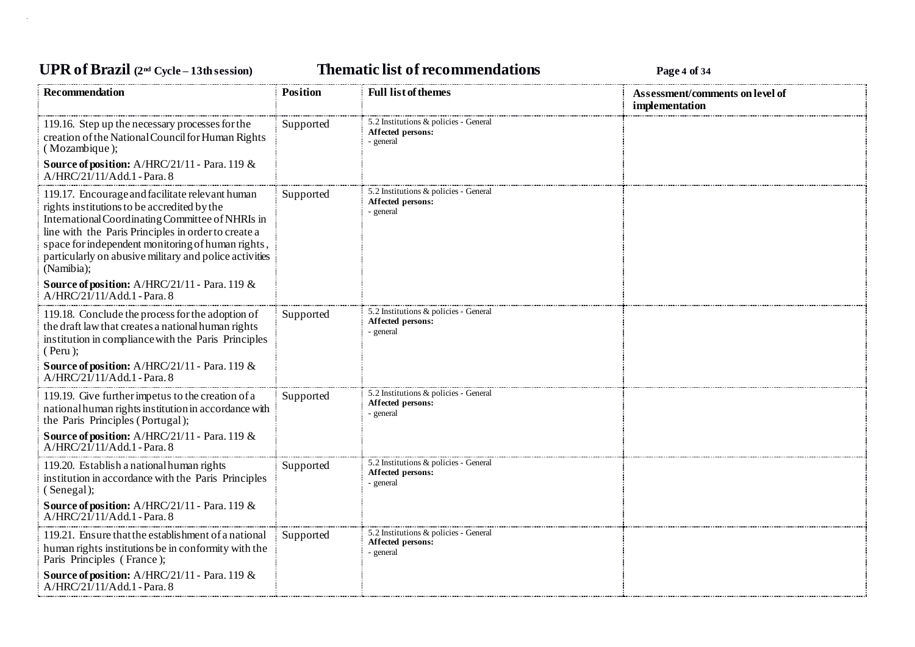| Recommendation | Position | Full list of themes | Assessment/comments on level of implementation |
|---|---|---|---|
| 119.16. Step up the necessary processes for the creation of the National Council for Human Rights ( Mozambique );<br>**Source of position:** A/HRC/21/11 - Para. 119 & A/HRC/21/11/Add.1 - Para. 8 | Supported | 5.2 Institutions & policies - General<br>**Affected persons:**<br>- general | |
| 119.17. Encourage and facilitate relevant human rights institutions to be accredited by the International Coordinating Committee of NHRIs in line with the Paris Principles in order to create a space for independent monitoring of human rights, particularly on abusive military and police activities (Namibia);<br>**Source of position:** A/HRC/21/11 - Para. 119 & A/HRC/21/11/Add.1 - Para. 8 | Supported | 5.2 Institutions & policies - General<br>**Affected persons:**<br>- general | |
| 119.18. Conclude the process for the adoption of the draft law that creates a national human rights institution in compliance with the Paris Principles ( Peru );<br>**Source of position:** A/HRC/21/11 - Para. 119 & A/HRC/21/11/Add.1 - Para. 8 | Supported | 5.2 Institutions & policies - General<br>**Affected persons:**<br>- general | |
| 119.19. Give further impetus to the creation of a national human rights institution in accordance with the Paris Principles ( Portugal );<br>**Source of position:** A/HRC/21/11 - Para. 119 & A/HRC/21/11/Add.1 - Para. 8 | Supported | 5.2 Institutions & policies - General<br>**Affected persons:**<br>- general | |
| 119.20. Establish a national human rights institution in accordance with the Paris Principles ( Senegal );<br>**Source of position:** A/HRC/21/11 - Para. 119 & A/HRC/21/11/Add.1 - Para. 8 | Supported | 5.2 Institutions & policies - General<br>**Affected persons:**<br>- general | |
| 119.21. Ensure that the establishment of a national human rights institutions be in conformity with the Paris Principles ( France );<br>**Source of position:** A/HRC/21/11 - Para. 119 & A/HRC/21/11/Add.1 - Para. 8 | Supported | 5.2 Institutions & policies - General<br>**Affected persons:**<br>- general | |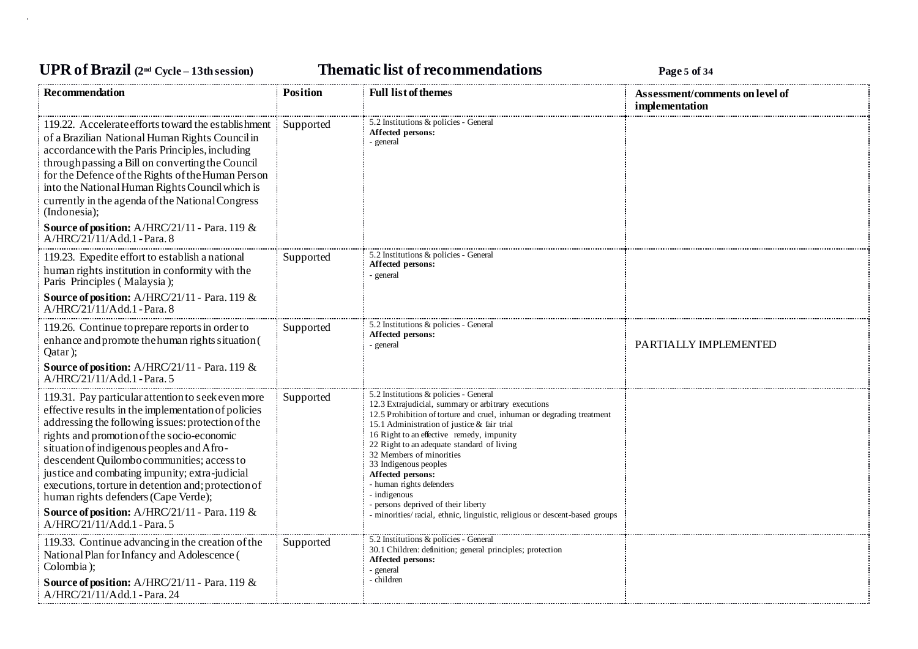| Recommendation | Position | Full list of themes | Assessment/comments on level of implementation |
|---|---|---|---|
| 119.22. Accelerate efforts toward the establishment of a Brazilian National Human Rights Council in accordance with the Paris Principles, including through passing a Bill on converting the Council for the Defence of the Rights of the Human Person into the National Human Rights Council which is currently in the agenda of the National Congress (Indonesia);<br>**Source of position:** A/HRC/21/11 - Para. 119 & A/HRC/21/11/Add.1 - Para. 8 | Supported | 5.2 Institutions & policies - General<br>**Affected persons:**<br>- general | |
| 119.23. Expedite effort to establish a national human rights institution in conformity with the Paris Principles ( Malaysia );<br>**Source of position:** A/HRC/21/11 - Para. 119 & A/HRC/21/11/Add.1 - Para. 8 | Supported | 5.2 Institutions & policies - General<br>**Affected persons:**<br>- general | |
| 119.26. Continue to prepare reports in order to enhance and promote the human rights situation ( Qatar );<br>**Source of position:** A/HRC/21/11 - Para. 119 & A/HRC/21/11/Add.1 - Para. 5 | Supported | 5.2 Institutions & policies - General<br>**Affected persons:**<br>- general | PARTIALLY IMPLEMENTED |
| 119.31. Pay particular attention to seek even more effective results in the implementation of policies addressing the following issues: protection of the rights and promotion of the socio-economic situation of indigenous peoples and Afro-descendent Quilombo communities; access to justice and combating impunity; extra-judicial executions, torture in detention and; protection of human rights defenders (Cape Verde);<br>**Source of position:** A/HRC/21/11 - Para. 119 & A/HRC/21/11/Add.1 - Para. 5 | Supported | 5.2 Institutions & policies - General<br>12.3 Extrajudicial, summary or arbitrary executions<br>12.5 Prohibition of torture and cruel, inhuman or degrading treatment<br>15.1 Administration of justice & fair trial<br>16 Right to an effective remedy, impunity<br>22 Right to an adequate standard of living<br>32 Members of minorities<br>33 Indigenous peoples<br>**Affected persons:**<br>- human rights defenders<br>- indigenous<br>- persons deprived of their liberty<br>- minorities/ racial, ethnic, linguistic, religious or descent-based groups | |
| 119.33. Continue advancing in the creation of the National Plan for Infancy and Adolescence ( Colombia );<br>**Source of position:** A/HRC/21/11 - Para. 119 & A/HRC/21/11/Add.1 - Para. 24 | Supported | 5.2 Institutions & policies - General<br>30.1 Children: definition; general principles; protection<br>**Affected persons:**<br>- general<br>- children | |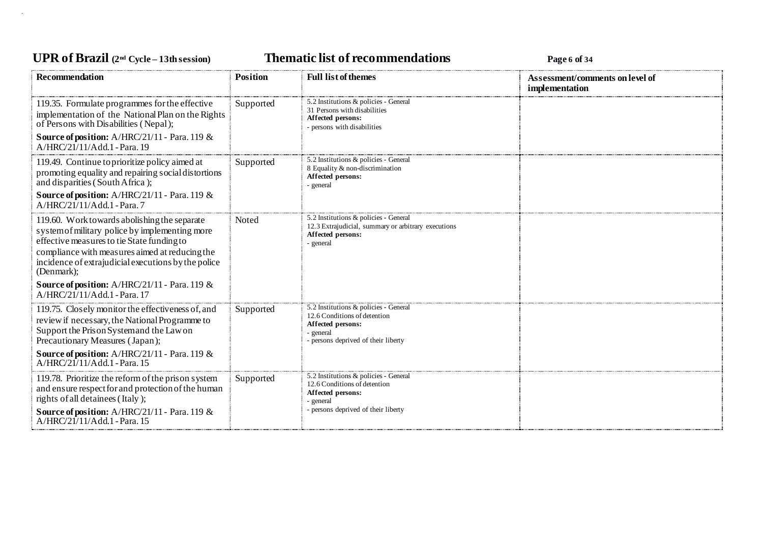| Recommendation | Position | Full list of themes | Assessment/comments on level of implementation |
|---|---|---|---|
| 119.35. Formulate programmes for the effective implementation of the National Plan on the Rights of Persons with Disabilities (Nepal);<br>**Source of position:** A/HRC/21/11 - Para. 119 & A/HRC/21/11/Add.1 - Para. 19 | Supported | 5.2 Institutions & policies - General<br>31 Persons with disabilities<br>**Affected persons:**<br>- persons with disabilities | |
| 119.49. Continue to prioritize policy aimed at promoting equality and repairing social distortions and disparities (South Africa);<br>**Source of position:** A/HRC/21/11 - Para. 119 & A/HRC/21/11/Add.1 - Para. 7 | Supported | 5.2 Institutions & policies - General<br>8 Equality & non-discrimination<br>**Affected persons:**<br>- general | |
| 119.60. Work towards abolishing the separate system of military police by implementing more effective measures to tie State funding to compliance with measures aimed at reducing the incidence of extrajudicial executions by the police (Denmark);<br>**Source of position:** A/HRC/21/11 - Para. 119 & A/HRC/21/11/Add.1 - Para. 17 | Noted | 5.2 Institutions & policies - General<br>12.3 Extrajudicial, summary or arbitrary executions<br>**Affected persons:**<br>- general | |
| 119.75. Closely monitor the effectiveness of, and review if necessary, the National Programme to Support the Prison System and the Law on Precautionary Measures (Japan);<br>**Source of position:** A/HRC/21/11 - Para. 119 & A/HRC/21/11/Add.1 - Para. 15 | Supported | 5.2 Institutions & policies - General<br>12.6 Conditions of detention<br>**Affected persons:**<br>- general<br>- persons deprived of their liberty | |
| 119.78. Prioritize the reform of the prison system and ensure respect for and protection of the human rights of all detainees (Italy);<br>**Source of position:** A/HRC/21/11 - Para. 119 & A/HRC/21/11/Add.1 - Para. 15 | Supported | 5.2 Institutions & policies - General<br>12.6 Conditions of detention<br>**Affected persons:**<br>- general<br>- persons deprived of their liberty | |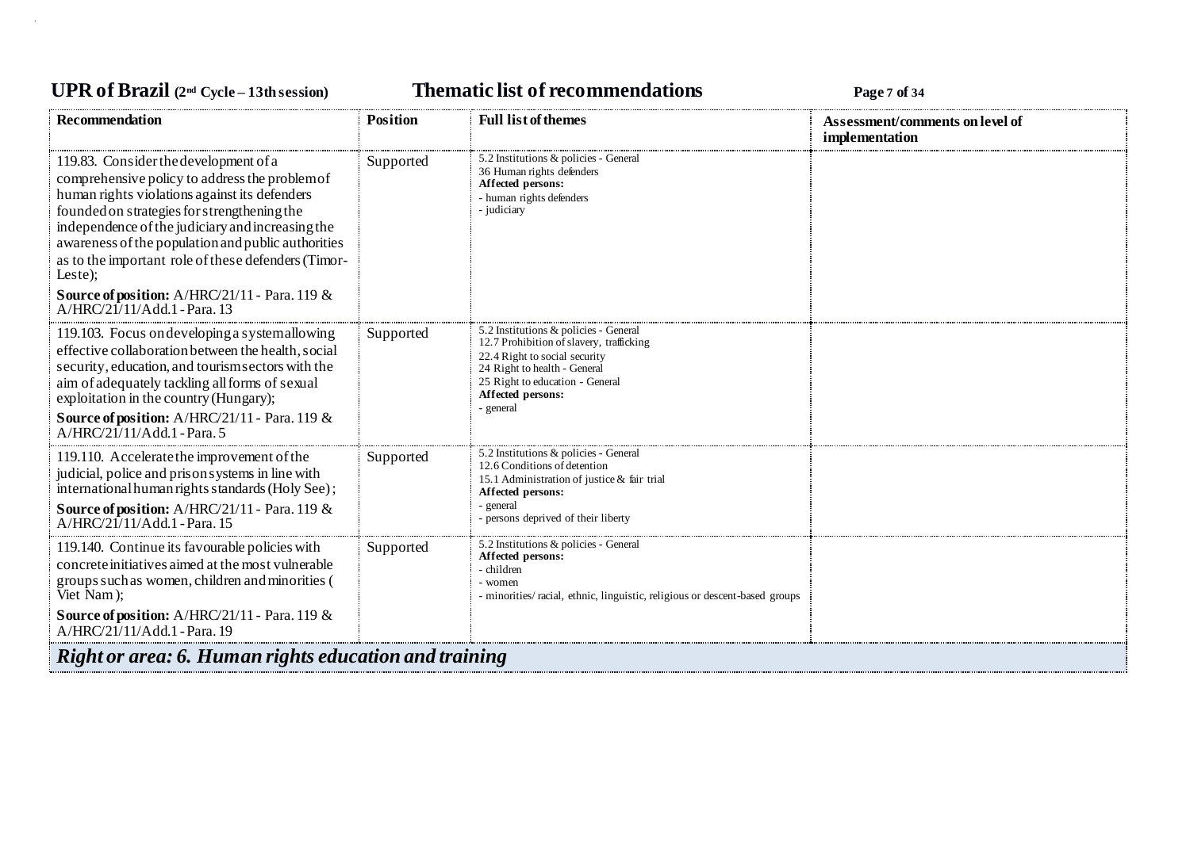| Recommendation | Position | Full list of themes | Assessment/comments on level of implementation |
|---|---|---|---|
| 119.83. Consider the development of a comprehensive policy to address the problem of human rights violations against its defenders founded on strategies for strengthening the independence of the judiciary and increasing the awareness of the population and public authorities as to the important role of these defenders (Timor-Leste);<br>**Source of position:** A/HRC/21/11 - Para. 119 & A/HRC/21/11/Add.1 - Para. 13 | Supported | 5.2 Institutions & policies - General<br>36 Human rights defenders<br>**Affected persons:**<br>- human rights defenders<br>- judiciary | |
| 119.103. Focus on developing a system allowing effective collaboration between the health, social security, education, and tourism sectors with the aim of adequately tackling all forms of sexual exploitation in the country (Hungary);<br>**Source of position:** A/HRC/21/11 - Para. 119 & A/HRC/21/11/Add.1 - Para. 5 | Supported | 5.2 Institutions & policies - General<br>12.7 Prohibition of slavery, trafficking<br>22.4 Right to social security<br>24 Right to health - General<br>25 Right to education - General<br>**Affected persons:**<br>- general | |
| 119.110. Accelerate the improvement of the judicial, police and prison systems in line with international human rights standards (Holy See);<br>**Source of position:** A/HRC/21/11 - Para. 119 & A/HRC/21/11/Add.1 - Para. 15 | Supported | 5.2 Institutions & policies - General<br>12.6 Conditions of detention<br>15.1 Administration of justice & fair trial<br>**Affected persons:**<br>- general<br>- persons deprived of their liberty | |
| 119.140. Continue its favourable policies with concrete initiatives aimed at the most vulnerable groups such as women, children and minorities ( Viet Nam );<br>**Source of position:** A/HRC/21/11 - Para. 119 & A/HRC/21/11/Add.1 - Para. 19 | Supported | 5.2 Institutions & policies - General<br>**Affected persons:**<br>- children<br>- women<br>- minorities/ racial, ethnic, linguistic, religious or descent-based groups | |

***Right or area: 6. Human rights education and training***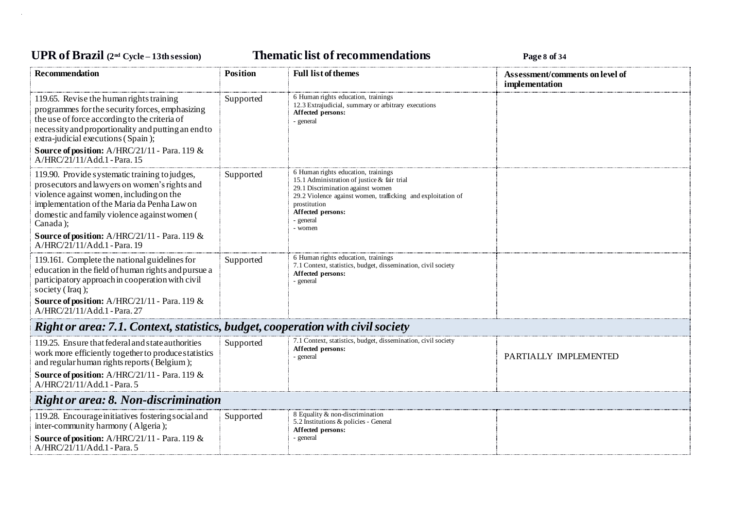| Recommendation | Position | Full list of themes | Assessment/comments on level of implementation |
|---|---|---|---|
| 119.65. Revise the human rights training programmes for the security forces, emphasizing the use of force according to the criteria of necessity and proportionality and putting an end to extra-judicial executions ( Spain );<br>**Source of position:** A/HRC/21/11 - Para. 119 & A/HRC/21/11/Add.1 - Para. 15 | Supported | 6 Human rights education, trainings<br>12.3 Extrajudicial, summary or arbitrary executions<br>**Affected persons:**<br>- general | |
| 119.90. Provide systematic training to judges, prosecutors and lawyers on women's rights and violence against women, including on the implementation of the Maria da Penha Law on domestic and family violence against women ( Canada );<br>**Source of position:** A/HRC/21/11 - Para. 119 & A/HRC/21/11/Add.1 - Para. 19 | Supported | 6 Human rights education, trainings<br>15.1 Administration of justice & fair trial<br>29.1 Discrimination against women<br>29.2 Violence against women, trafficking and exploitation of prostitution<br>**Affected persons:**<br>- general<br>- women | |
| 119.161. Complete the national guidelines for education in the field of human rights and pursue a participatory approach in cooperation with civil society ( Iraq );<br>**Source of position:** A/HRC/21/11 - Para. 119 & A/HRC/21/11/Add.1 - Para. 27 | Supported | 6 Human rights education, trainings<br>7.1 Context, statistics, budget, dissemination, civil society<br>**Affected persons:**<br>- general | |
| ***Right or area: 7.1. Context, statistics, budget, cooperation with civil society*** | | | |
| 119.25. Ensure that federal and state authorities work more efficiently together to produce statistics and regular human rights reports ( Belgium );<br>**Source of position:** A/HRC/21/11 - Para. 119 & A/HRC/21/11/Add.1 - Para. 5 | Supported | 7.1 Context, statistics, budget, dissemination, civil society<br>**Affected persons:**<br>- general | PARTIALLY IMPLEMENTED |
| ***Right or area: 8. Non-discrimination*** | | | |
| 119.28. Encourage initiatives fostering social and inter-community harmony ( Algeria );<br>**Source of position:** A/HRC/21/11 - Para. 119 & A/HRC/21/11/Add.1 - Para. 5 | Supported | 8 Equality & non-discrimination<br>5.2 Institutions & policies - General<br>**Affected persons:**<br>- general | |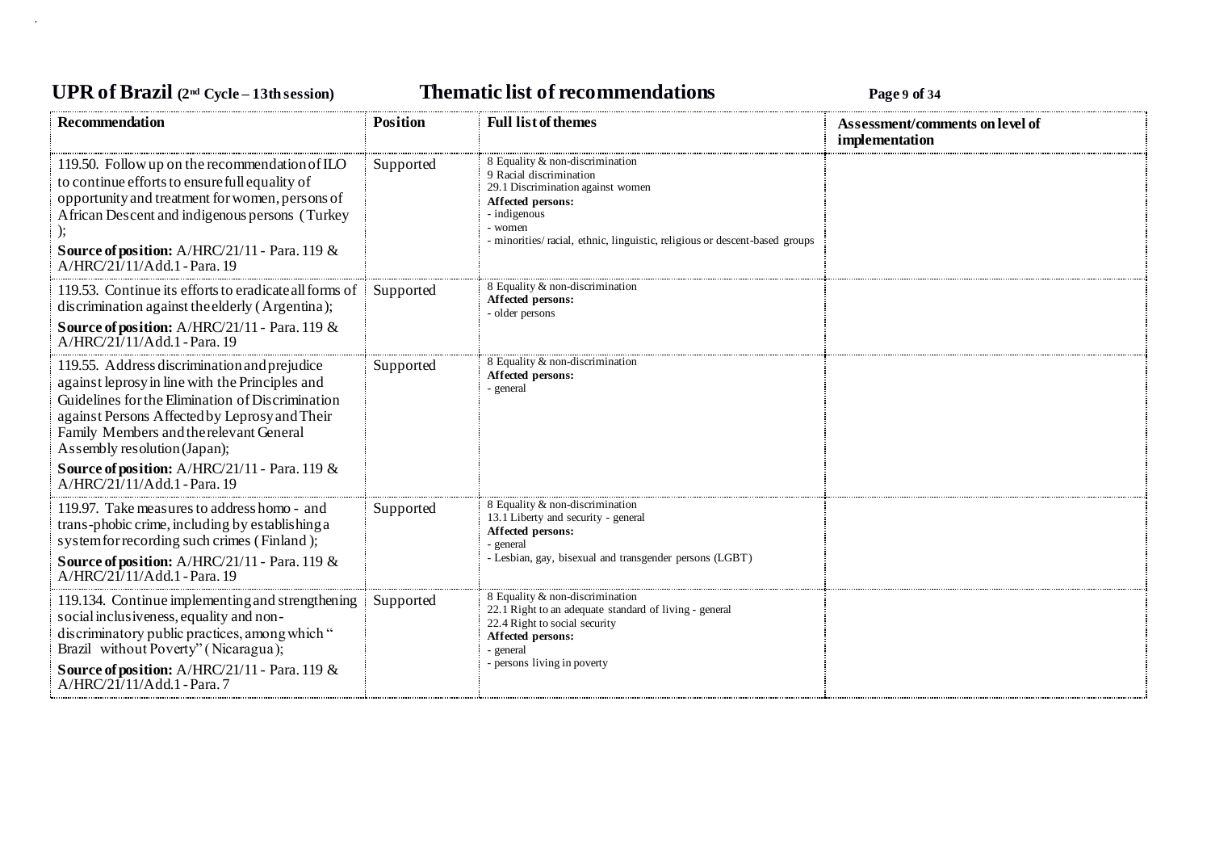| Recommendation | Position | Full list of themes | Assessment/comments on level of implementation |
|---|---|---|---|
| 119.50. Follow up on the recommendation of ILO to continue efforts to ensure full equality of opportunity and treatment for women, persons of African Descent and indigenous persons ( Turkey ); **Source of position:** A/HRC/21/11 - Para. 119 & A/HRC/21/11/Add.1 - Para. 19 | Supported | 8 Equality & non-discrimination<br>9 Racial discrimination<br>29.1 Discrimination against women<br>**Affected persons:**<br>- indigenous<br>- women<br>- minorities/ racial, ethnic, linguistic, religious or descent-based groups | |
| 119.53. Continue its efforts to eradicate all forms of discrimination against the elderly ( Argentina ); **Source of position:** A/HRC/21/11 - Para. 119 & A/HRC/21/11/Add.1 - Para. 19 | Supported | 8 Equality & non-discrimination<br>**Affected persons:**<br>- older persons | |
| 119.55. Address discrimination and prejudice against leprosy in line with the Principles and Guidelines for the Elimination of Discrimination against Persons Affected by Leprosy and Their Family Members and the relevant General Assembly resolution (Japan); **Source of position:** A/HRC/21/11 - Para. 119 & A/HRC/21/11/Add.1 - Para. 19 | Supported | 8 Equality & non-discrimination<br>**Affected persons:**<br>- general | |
| 119.97. Take measures to address homo - and trans-phobic crime, including by establishing a system for recording such crimes ( Finland ); **Source of position:** A/HRC/21/11 - Para. 119 & A/HRC/21/11/Add.1 - Para. 19 | Supported | 8 Equality & non-discrimination<br>13.1 Liberty and security - general<br>**Affected persons:**<br>- general<br>- Lesbian, gay, bisexual and transgender persons (LGBT) | |
| 119.134. Continue implementing and strengthening social inclusiveness, equality and non-discriminatory public practices, among which " Brazil without Poverty" ( Nicaragua ); **Source of position:** A/HRC/21/11 - Para. 119 & A/HRC/21/11/Add.1 - Para. 7 | Supported | 8 Equality & non-discrimination<br>22.1 Right to an adequate standard of living - general<br>22.4 Right to social security<br>**Affected persons:**<br>- general<br>- persons living in poverty | |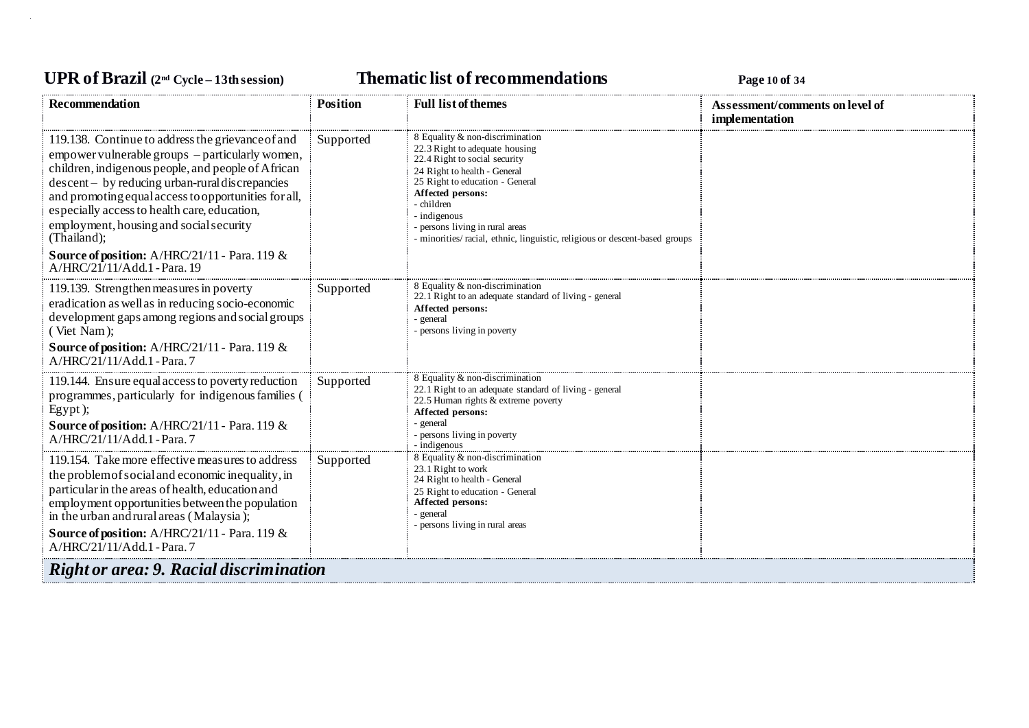| Recommendation | Position | Full list of themes | Assessment/comments on level of implementation |
|---|---|---|---|
| 119.138. Continue to address the grievance of and empower vulnerable groups – particularly women, children, indigenous people, and people of African descent – by reducing urban-rural discrepancies and promoting equal access to opportunities for all, especially access to health care, education, employment, housing and social security (Thailand);<br>**Source of position:** A/HRC/21/11 - Para. 119 & A/HRC/21/11/Add.1 - Para. 19 | Supported | 8 Equality & non-discrimination<br>22.3 Right to adequate housing<br>22.4 Right to social security<br>24 Right to health - General<br>25 Right to education - General<br>**Affected persons:**<br>- children<br>- indigenous<br>- persons living in rural areas<br>- minorities/ racial, ethnic, linguistic, religious or descent-based groups | |
| 119.139. Strengthen measures in poverty eradication as well as in reducing socio-economic development gaps among regions and social groups ( Viet Nam );<br>**Source of position:** A/HRC/21/11 - Para. 119 & A/HRC/21/11/Add.1 - Para. 7 | Supported | 8 Equality & non-discrimination<br>22.1 Right to an adequate standard of living - general<br>**Affected persons:**<br>- general<br>- persons living in poverty | |
| 119.144. Ensure equal access to poverty reduction programmes, particularly for indigenous families ( Egypt );<br>**Source of position:** A/HRC/21/11 - Para. 119 & A/HRC/21/11/Add.1 - Para. 7 | Supported | 8 Equality & non-discrimination<br>22.1 Right to an adequate standard of living - general<br>22.5 Human rights & extreme poverty<br>**Affected persons:**<br>- general<br>- persons living in poverty<br>- indigenous | |
| 119.154. Take more effective measures to address the problem of social and economic inequality, in particular in the areas of health, education and employment opportunities between the population in the urban and rural areas ( Malaysia );<br>**Source of position:** A/HRC/21/11 - Para. 119 & A/HRC/21/11/Add.1 - Para. 7 | Supported | 8 Equality & non-discrimination<br>23.1 Right to work<br>24 Right to health - General<br>25 Right to education - General<br>**Affected persons:**<br>- general<br>- persons living in rural areas | |

### *Right or area: 9. Racial discrimination*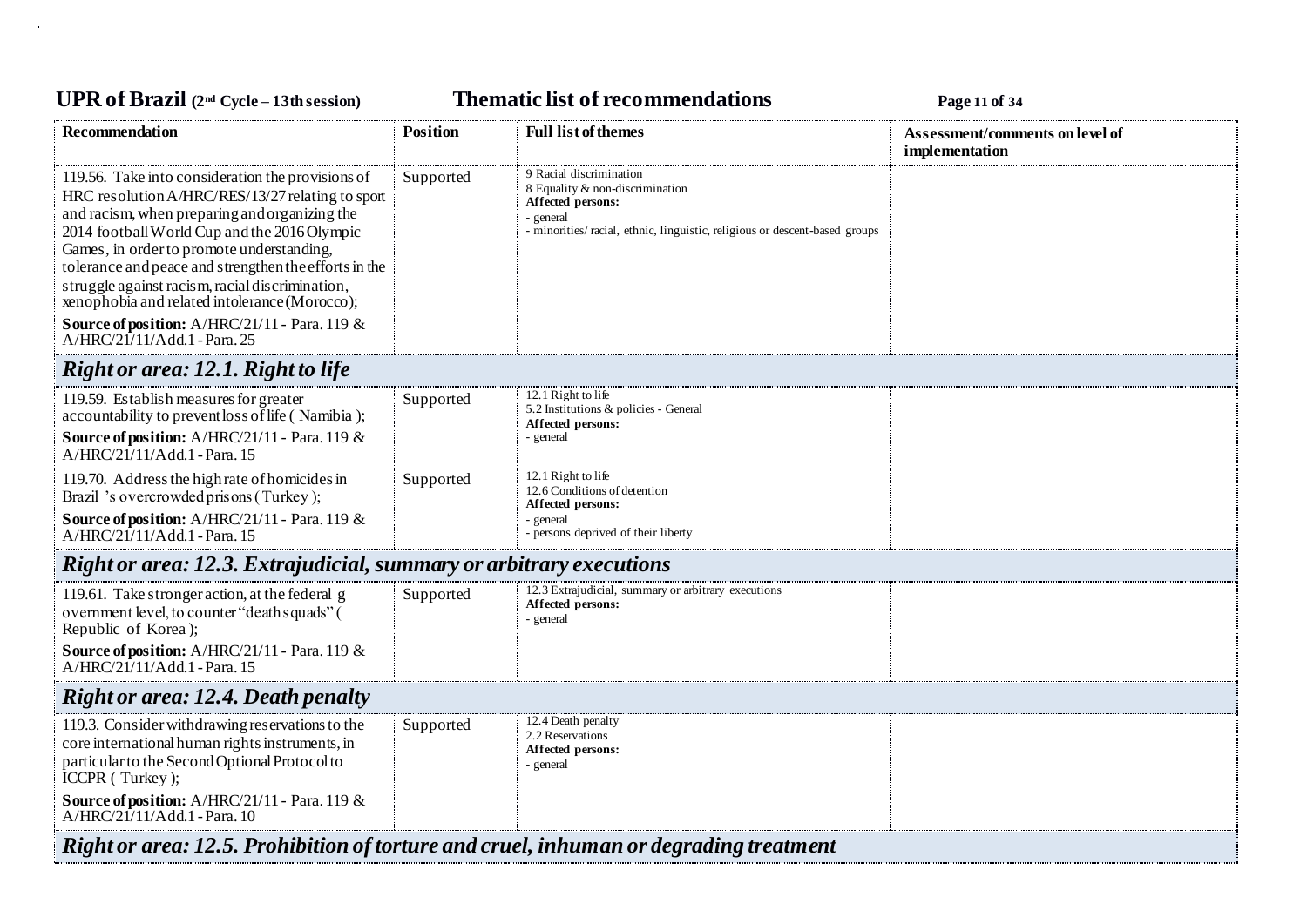| Recommendation | Position | Full list of themes | Assessment/comments on level of implementation |
|---|---|---|---|
| 119.56. Take into consideration the provisions of HRC resolution A/HRC/RES/13/27 relating to sport and racism, when preparing and organizing the 2014 football World Cup and the 2016 Olympic Games, in order to promote understanding, tolerance and peace and strengthen the efforts in the struggle against racism, racial discrimination, xenophobia and related intolerance (Morocco);<br>**Source of position:** A/HRC/21/11 - Para. 119 & A/HRC/21/11/Add.1 - Para. 25 | Supported | 9 Racial discrimination<br>8 Equality & non-discrimination<br>**Affected persons:**<br>- general<br>- minorities/ racial, ethnic, linguistic, religious or descent-based groups | |
| ***Right or area: 12.1. Right to life*** | | | |
| 119.59. Establish measures for greater accountability to prevent loss of life ( Namibia );<br>**Source of position:** A/HRC/21/11 - Para. 119 & A/HRC/21/11/Add.1 - Para. 15 | Supported | 12.1 Right to life<br>5.2 Institutions & policies - General<br>**Affected persons:**<br>- general | |
| 119.70. Address the high rate of homicides in Brazil 's overcrowded prisons ( Turkey );<br>**Source of position:** A/HRC/21/11 - Para. 119 & A/HRC/21/11/Add.1 - Para. 15 | Supported | 12.1 Right to life<br>12.6 Conditions of detention<br>**Affected persons:**<br>- general<br>- persons deprived of their liberty | |
| ***Right or area: 12.3. Extrajudicial, summary or arbitrary executions*** | | | |
| 119.61. Take stronger action, at the federal g overnment level, to counter "death squads" ( Republic of Korea );<br>**Source of position:** A/HRC/21/11 - Para. 119 & A/HRC/21/11/Add.1 - Para. 15 | Supported | 12.3 Extrajudicial, summary or arbitrary executions<br>**Affected persons:**<br>- general | |
| ***Right or area: 12.4. Death penalty*** | | | |
| 119.3. Consider withdrawing reservations to the core international human rights instruments, in particular to the Second Optional Protocol to ICCPR ( Turkey );<br>**Source of position:** A/HRC/21/11 - Para. 119 & A/HRC/21/11/Add.1 - Para. 10 | Supported | 12.4 Death penalty<br>2.2 Reservations<br>**Affected persons:**<br>- general | |
| ***Right or area: 12.5. Prohibition of torture and cruel, inhuman or degrading treatment*** | | | |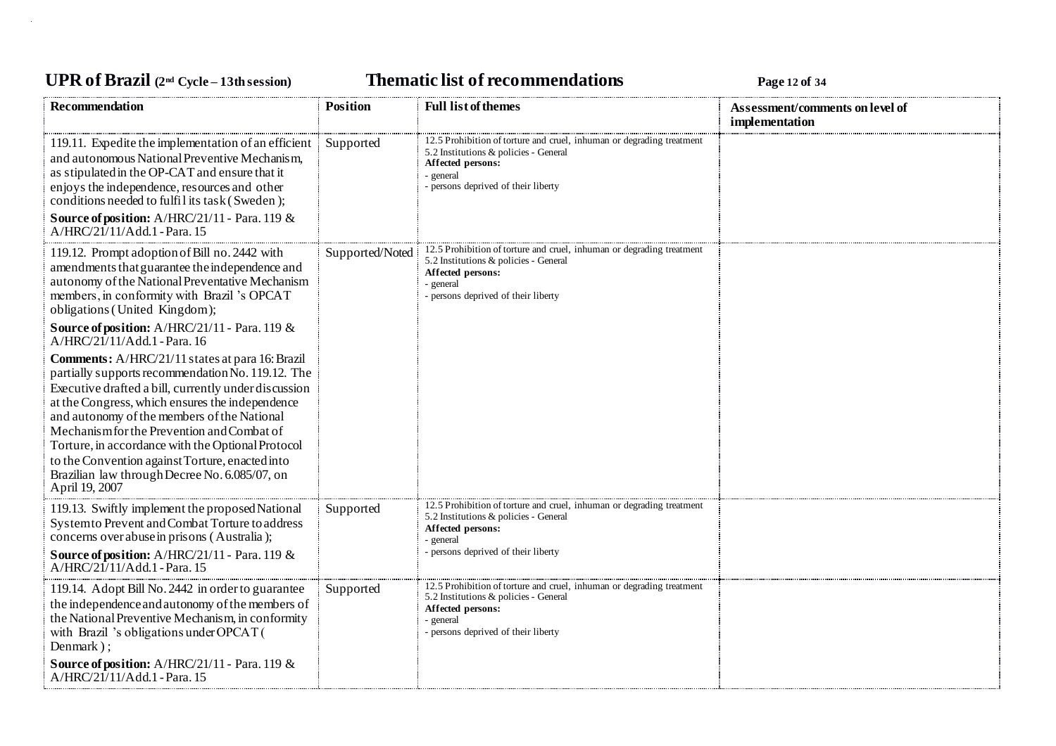| Recommendation | Position | Full list of themes | Assessment/comments on level of implementation |
|---|---|---|---|
| 119.11. Expedite the implementation of an efficient and autonomous National Preventive Mechanism, as stipulated in the OP-CAT and ensure that it enjoys the independence, resources and other conditions needed to fulfil its task ( Sweden );<br><br>**Source of position:** A/HRC/21/11 - Para. 119 & A/HRC/21/11/Add.1 - Para. 15 | Supported | 12.5 Prohibition of torture and cruel, inhuman or degrading treatment<br>5.2 Institutions & policies - General<br>**Affected persons:**<br>- general<br>- persons deprived of their liberty | |
| 119.12. Prompt adoption of Bill no. 2442 with amendments that guarantee the independence and autonomy of the National Preventative Mechanism members, in conformity with Brazil 's OPCAT obligations ( United Kingdom);<br><br>**Source of position:** A/HRC/21/11 - Para. 119 & A/HRC/21/11/Add.1 - Para. 16<br><br>**Comments:** A/HRC/21/11 states at para 16: Brazil partially supports recommendation No. 119.12. The Executive drafted a bill, currently under discussion at the Congress, which ensures the independence and autonomy of the members of the National Mechanism for the Prevention and Combat of Torture, in accordance with the Optional Protocol to the Convention against Torture, enacted into Brazilian law through Decree No. 6.085/07, on April 19, 2007 | Supported/Noted | 12.5 Prohibition of torture and cruel, inhuman or degrading treatment<br>5.2 Institutions & policies - General<br>**Affected persons:**<br>- general<br>- persons deprived of their liberty | |
| 119.13. Swiftly implement the proposed National System to Prevent and Combat Torture to address concerns over abuse in prisons ( Australia );<br><br>**Source of position:** A/HRC/21/11 - Para. 119 & A/HRC/21/11/Add.1 - Para. 15 | Supported | 12.5 Prohibition of torture and cruel, inhuman or degrading treatment<br>5.2 Institutions & policies - General<br>**Affected persons:**<br>- general<br>- persons deprived of their liberty | |
| 119.14. Adopt Bill No. 2442 in order to guarantee the independence and autonomy of the members of the National Preventive Mechanism, in conformity with Brazil 's obligations under OPCAT ( Denmark ) ;<br><br>**Source of position:** A/HRC/21/11 - Para. 119 & A/HRC/21/11/Add.1 - Para. 15 | Supported | 12.5 Prohibition of torture and cruel, inhuman or degrading treatment<br>5.2 Institutions & policies - General<br>**Affected persons:**<br>- general<br>- persons deprived of their liberty | |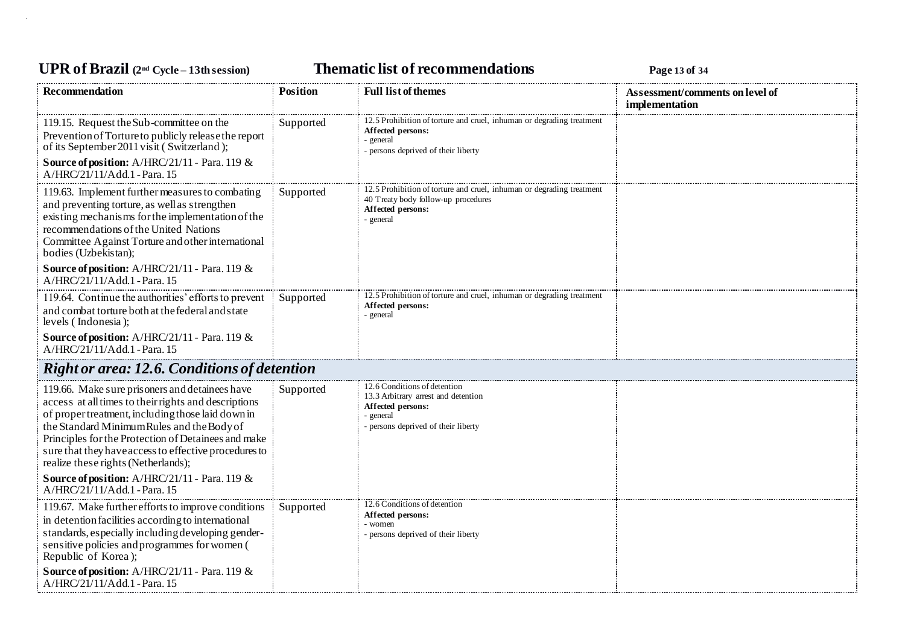| Recommendation | Position | Full list of themes | Assessment/comments on level of implementation |
|---|---|---|---|
| 119.15. Request the Sub-committee on the Prevention of Torture to publicly release the report of its September 2011 visit ( Switzerland );<br>**Source of position:** A/HRC/21/11 - Para. 119 & A/HRC/21/11/Add.1 - Para. 15 | Supported | 12.5 Prohibition of torture and cruel, inhuman or degrading treatment<br>**Affected persons:**<br>- general<br>- persons deprived of their liberty | |
| 119.63. Implement further measures to combating and preventing torture, as well as strengthen existing mechanisms for the implementation of the recommendations of the United Nations Committee Against Torture and other international bodies (Uzbekistan);<br>**Source of position:** A/HRC/21/11 - Para. 119 & A/HRC/21/11/Add.1 - Para. 15 | Supported | 12.5 Prohibition of torture and cruel, inhuman or degrading treatment<br>40 Treaty body follow-up procedures<br>**Affected persons:**<br>- general | |
| 119.64. Continue the authorities' efforts to prevent and combat torture both at the federal and state levels ( Indonesia );<br>**Source of position:** A/HRC/21/11 - Para. 119 & A/HRC/21/11/Add.1 - Para. 15 | Supported | 12.5 Prohibition of torture and cruel, inhuman or degrading treatment<br>**Affected persons:**<br>- general | |
| ***Right or area: 12.6. Conditions of detention*** | | | |
| 119.66. Make sure prisoners and detainees have access at all times to their rights and descriptions of proper treatment, including those laid down in the Standard Minimum Rules and the Body of Principles for the Protection of Detainees and make sure that they have access to effective procedures to realize these rights (Netherlands);<br>**Source of position:** A/HRC/21/11 - Para. 119 & A/HRC/21/11/Add.1 - Para. 15 | Supported | 12.6 Conditions of detention<br>13.3 Arbitrary arrest and detention<br>**Affected persons:**<br>- general<br>- persons deprived of their liberty | |
| 119.67. Make further efforts to improve conditions in detention facilities according to international standards, especially including developing gender-sensitive policies and programmes for women ( Republic of Korea );<br>**Source of position:** A/HRC/21/11 - Para. 119 & A/HRC/21/11/Add.1 - Para. 15 | Supported | 12.6 Conditions of detention<br>**Affected persons:**<br>- women<br>- persons deprived of their liberty | |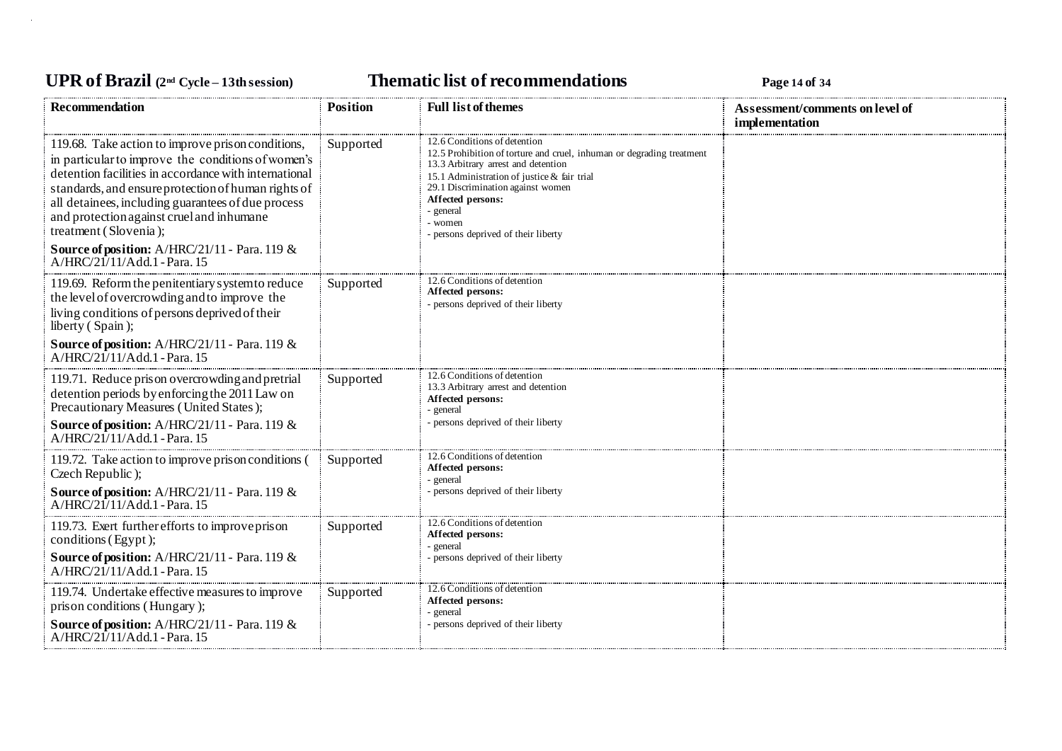| Recommendation | Position | Full list of themes | Assessment/comments on level of implementation |
|---|---|---|---|
| 119.68. Take action to improve prison conditions, in particular to improve the conditions of women's detention facilities in accordance with international standards, and ensure protection of human rights of all detainees, including guarantees of due process and protection against cruel and inhumane treatment (Slovenia);<br>**Source of position:** A/HRC/21/11 - Para. 119 & A/HRC/21/11/Add.1 - Para. 15 | Supported | 12.6 Conditions of detention<br>12.5 Prohibition of torture and cruel, inhuman or degrading treatment<br>13.3 Arbitrary arrest and detention<br>15.1 Administration of justice & fair trial<br>29.1 Discrimination against women<br>**Affected persons:**<br>- general<br>- women<br>- persons deprived of their liberty | |
| 119.69. Reform the penitentiary system to reduce the level of overcrowding and to improve the living conditions of persons deprived of their liberty (Spain);<br>**Source of position:** A/HRC/21/11 - Para. 119 & A/HRC/21/11/Add.1 - Para. 15 | Supported | 12.6 Conditions of detention<br>**Affected persons:**<br>- persons deprived of their liberty | |
| 119.71. Reduce prison overcrowding and pretrial detention periods by enforcing the 2011 Law on Precautionary Measures (United States);<br>**Source of position:** A/HRC/21/11 - Para. 119 & A/HRC/21/11/Add.1 - Para. 15 | Supported | 12.6 Conditions of detention<br>13.3 Arbitrary arrest and detention<br>**Affected persons:**<br>- general<br>- persons deprived of their liberty | |
| 119.72. Take action to improve prison conditions (Czech Republic);<br>**Source of position:** A/HRC/21/11 - Para. 119 & A/HRC/21/11/Add.1 - Para. 15 | Supported | 12.6 Conditions of detention<br>**Affected persons:**<br>- general<br>- persons deprived of their liberty | |
| 119.73. Exert further efforts to improve prison conditions (Egypt);<br>**Source of position:** A/HRC/21/11 - Para. 119 & A/HRC/21/11/Add.1 - Para. 15 | Supported | 12.6 Conditions of detention<br>**Affected persons:**<br>- general<br>- persons deprived of their liberty | |
| 119.74. Undertake effective measures to improve prison conditions (Hungary);<br>**Source of position:** A/HRC/21/11 - Para. 119 & A/HRC/21/11/Add.1 - Para. 15 | Supported | 12.6 Conditions of detention<br>**Affected persons:**<br>- general<br>- persons deprived of their liberty | |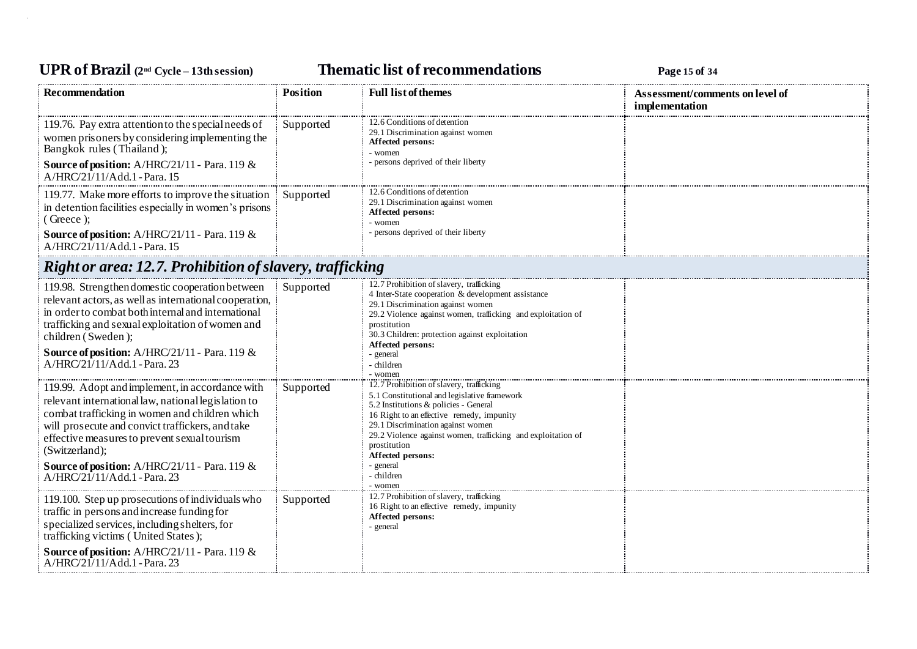| Recommendation | Position | Full list of themes | Assessment/comments on level of implementation |
| --- | --- | --- | --- |
| 119.76. Pay extra attention to the special needs of women prisoners by considering implementing the Bangkok rules (Thailand);<br>**Source of position:** A/HRC/21/11 - Para. 119 & A/HRC/21/11/Add.1 - Para. 15 | Supported | 12.6 Conditions of detention<br>29.1 Discrimination against women<br>**Affected persons:**<br>- women<br>- persons deprived of their liberty | |
| 119.77. Make more efforts to improve the situation in detention facilities especially in women's prisons (Greece);<br>**Source of position:** A/HRC/21/11 - Para. 119 & A/HRC/21/11/Add.1 - Para. 15 | Supported | 12.6 Conditions of detention<br>29.1 Discrimination against women<br>**Affected persons:**<br>- women<br>- persons deprived of their liberty | |
| ***Right or area: 12.7. Prohibition of slavery, trafficking*** | | | |
| 119.98. Strengthen domestic cooperation between relevant actors, as well as international cooperation, in order to combat both internal and international trafficking and sexual exploitation of women and children (Sweden);<br>**Source of position:** A/HRC/21/11 - Para. 119 & A/HRC/21/11/Add.1 - Para. 23 | Supported | 12.7 Prohibition of slavery, trafficking<br>4 Inter-State cooperation & development assistance<br>29.1 Discrimination against women<br>29.2 Violence against women, trafficking and exploitation of prostitution<br>30.3 Children: protection against exploitation<br>**Affected persons:**<br>- general<br>- children<br>- women | |
| 119.99. Adopt and implement, in accordance with relevant international law, national legislation to combat trafficking in women and children which will prosecute and convict traffickers, and take effective measures to prevent sexual tourism (Switzerland);<br>**Source of position:** A/HRC/21/11 - Para. 119 & A/HRC/21/11/Add.1 - Para. 23 | Supported | 12.7 Prohibition of slavery, trafficking<br>5.1 Constitutional and legislative framework<br>5.2 Institutions & policies - General<br>16 Right to an effective remedy, impunity<br>29.1 Discrimination against women<br>29.2 Violence against women, trafficking and exploitation of prostitution<br>**Affected persons:**<br>- general<br>- children<br>- women | |
| 119.100. Step up prosecutions of individuals who traffic in persons and increase funding for specialized services, including shelters, for trafficking victims (United States);<br>**Source of position:** A/HRC/21/11 - Para. 119 & A/HRC/21/11/Add.1 - Para. 23 | Supported | 12.7 Prohibition of slavery, trafficking<br>16 Right to an effective remedy, impunity<br>**Affected persons:**<br>- general | |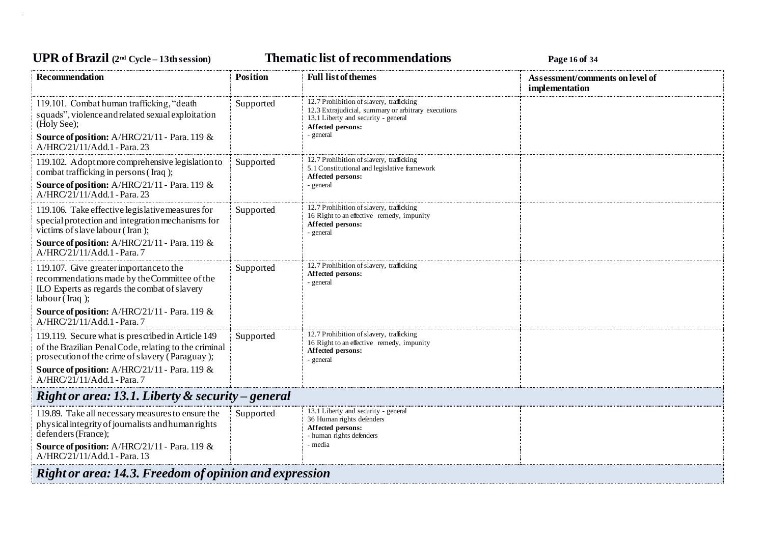| Recommendation | Position | Full list of themes | Assessment/comments on level of implementation |
|---|---|---|---|
| 119.101. Combat human trafficking, "death squads", violence and related sexual exploitation (Holy See);<br>**Source of position:** A/HRC/21/11 - Para. 119 & A/HRC/21/11/Add.1 - Para. 23 | Supported | 12.7 Prohibition of slavery, trafficking<br>12.3 Extrajudicial, summary or arbitrary executions<br>13.1 Liberty and security - general<br>**Affected persons:**<br>- general | |
| 119.102. Adopt more comprehensive legislation to combat trafficking in persons (Iraq);<br>**Source of position:** A/HRC/21/11 - Para. 119 & A/HRC/21/11/Add.1 - Para. 23 | Supported | 12.7 Prohibition of slavery, trafficking<br>5.1 Constitutional and legislative framework<br>**Affected persons:**<br>- general | |
| 119.106. Take effective legislative measures for special protection and integration mechanisms for victims of slave labour (Iran);<br>**Source of position:** A/HRC/21/11 - Para. 119 & A/HRC/21/11/Add.1 - Para. 7 | Supported | 12.7 Prohibition of slavery, trafficking<br>16 Right to an effective remedy, impunity<br>**Affected persons:**<br>- general | |
| 119.107. Give greater importance to the recommendations made by the Committee of the ILO Experts as regards the combat of slavery labour (Iraq);<br>**Source of position:** A/HRC/21/11 - Para. 119 & A/HRC/21/11/Add.1 - Para. 7 | Supported | 12.7 Prohibition of slavery, trafficking<br>**Affected persons:**<br>- general | |
| 119.119. Secure what is prescribed in Article 149 of the Brazilian Penal Code, relating to the criminal prosecution of the crime of slavery (Paraguay);<br>**Source of position:** A/HRC/21/11 - Para. 119 & A/HRC/21/11/Add.1 - Para. 7 | Supported | 12.7 Prohibition of slavery, trafficking<br>16 Right to an effective remedy, impunity<br>**Affected persons:**<br>- general | |
| ***Right or area: 13.1. Liberty & security – general*** | | | |
| 119.89. Take all necessary measures to ensure the physical integrity of journalists and human rights defenders (France);<br>**Source of position:** A/HRC/21/11 - Para. 119 & A/HRC/21/11/Add.1 - Para. 13 | Supported | 13.1 Liberty and security - general<br>36 Human rights defenders<br>**Affected persons:**<br>- human rights defenders<br>- media | |
| ***Right or area: 14.3. Freedom of opinion and expression*** | | | |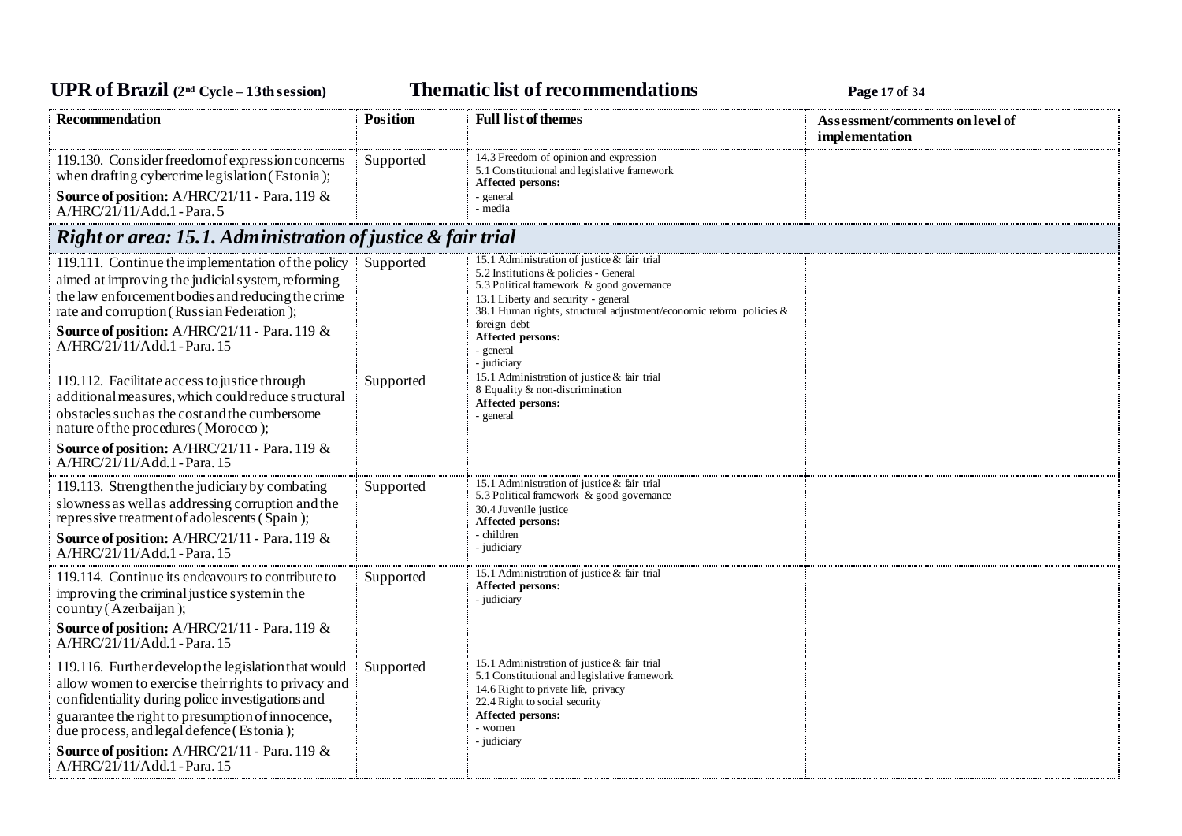| Recommendation | Position | Full list of themes | Assessment/comments on level of implementation |
|---|---|---|---|
| 119.130. Consider freedom of expression concerns when drafting cybercrime legislation (Estonia);<br>**Source of position:** A/HRC/21/11 - Para. 119 & A/HRC/21/11/Add.1 - Para. 5 | Supported | 14.3 Freedom of opinion and expression<br>5.1 Constitutional and legislative framework<br>**Affected persons:**<br>- general<br>- media | |
| ***Right or area: 15.1. Administration of justice & fair trial*** | | | |
| 119.111. Continue the implementation of the policy aimed at improving the judicial system, reforming the law enforcement bodies and reducing the crime rate and corruption (Russian Federation);<br>**Source of position:** A/HRC/21/11 - Para. 119 & A/HRC/21/11/Add.1 - Para. 15 | Supported | 15.1 Administration of justice & fair trial<br>5.2 Institutions & policies - General<br>5.3 Political framework & good governance<br>13.1 Liberty and security - general<br>38.1 Human rights, structural adjustment/economic reform policies & foreign debt<br>**Affected persons:**<br>- general<br>- judiciary | |
| 119.112. Facilitate access to justice through additional measures, which could reduce structural obstacles such as the cost and the cumbersome nature of the procedures (Morocco);<br>**Source of position:** A/HRC/21/11 - Para. 119 & A/HRC/21/11/Add.1 - Para. 15 | Supported | 15.1 Administration of justice & fair trial<br>8 Equality & non-discrimination<br>**Affected persons:**<br>- general | |
| 119.113. Strengthen the judiciary by combating slowness as well as addressing corruption and the repressive treatment of adolescents (Spain);<br>**Source of position:** A/HRC/21/11 - Para. 119 & A/HRC/21/11/Add.1 - Para. 15 | Supported | 15.1 Administration of justice & fair trial<br>5.3 Political framework & good governance<br>30.4 Juvenile justice<br>**Affected persons:**<br>- children<br>- judiciary | |
| 119.114. Continue its endeavours to contribute to improving the criminal justice system in the country (Azerbaijan);<br>**Source of position:** A/HRC/21/11 - Para. 119 & A/HRC/21/11/Add.1 - Para. 15 | Supported | 15.1 Administration of justice & fair trial<br>**Affected persons:**<br>- judiciary | |
| 119.116. Further develop the legislation that would allow women to exercise their rights to privacy and confidentiality during police investigations and guarantee the right to presumption of innocence, due process, and legal defence (Estonia);<br>**Source of position:** A/HRC/21/11 - Para. 119 & A/HRC/21/11/Add.1 - Para. 15 | Supported | 15.1 Administration of justice & fair trial<br>5.1 Constitutional and legislative framework<br>14.6 Right to private life, privacy<br>22.4 Right to social security<br>**Affected persons:**<br>- women<br>- judiciary | |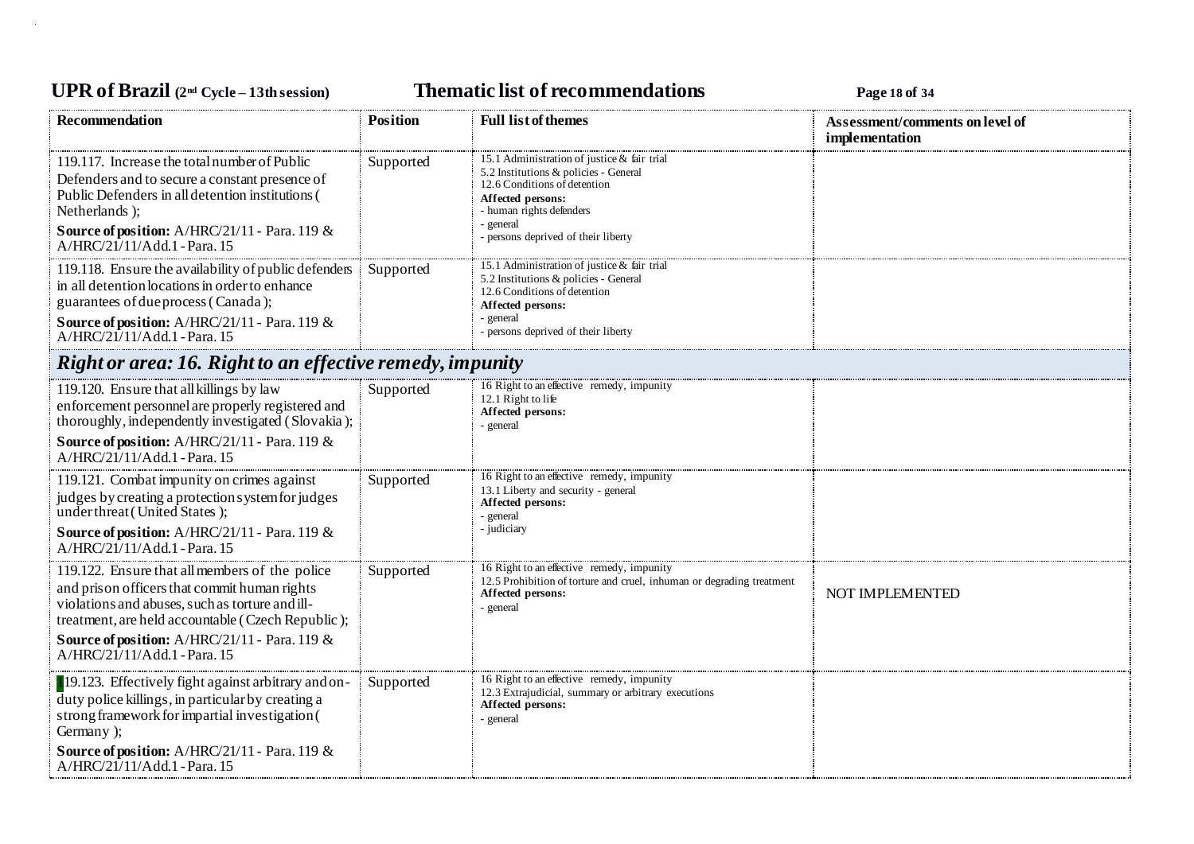| Recommendation | Position | Full list of themes | Assessment/comments on level of implementation |
|---|---|---|---|
| 119.117. Increase the total number of Public Defenders and to secure a constant presence of Public Defenders in all detention institutions ( Netherlands );<br>**Source of position:** A/HRC/21/11 - Para. 119 & A/HRC/21/11/Add.1 - Para. 15 | Supported | 15.1 Administration of justice & fair trial<br>5.2 Institutions & policies - General<br>12.6 Conditions of detention<br>**Affected persons:**<br>- human rights defenders<br>- general<br>- persons deprived of their liberty | |
| 119.118. Ensure the availability of public defenders in all detention locations in order to enhance guarantees of due process ( Canada );<br>**Source of position:** A/HRC/21/11 - Para. 119 & A/HRC/21/11/Add.1 - Para. 15 | Supported | 15.1 Administration of justice & fair trial<br>5.2 Institutions & policies - General<br>12.6 Conditions of detention<br>**Affected persons:**<br>- general<br>- persons deprived of their liberty | |
| ***Right or area: 16. Right to an effective remedy, impunity*** | | | |
| 119.120. Ensure that all killings by law enforcement personnel are properly registered and thoroughly, independently investigated ( Slovakia );<br>**Source of position:** A/HRC/21/11 - Para. 119 & A/HRC/21/11/Add.1 - Para. 15 | Supported | 16 Right to an effective remedy, impunity<br>12.1 Right to life<br>**Affected persons:**<br>- general | |
| 119.121. Combat impunity on crimes against judges by creating a protection system for judges under threat ( United States );<br>**Source of position:** A/HRC/21/11 - Para. 119 & A/HRC/21/11/Add.1 - Para. 15 | Supported | 16 Right to an effective remedy, impunity<br>13.1 Liberty and security - general<br>**Affected persons:**<br>- general<br>- judiciary | |
| 119.122. Ensure that all members of the police and prison officers that commit human rights violations and abuses, such as torture and ill-treatment, are held accountable ( Czech Republic );<br>**Source of position:** A/HRC/21/11 - Para. 119 & A/HRC/21/11/Add.1 - Para. 15 | Supported | 16 Right to an effective remedy, impunity<br>12.5 Prohibition of torture and cruel, inhuman or degrading treatment<br>**Affected persons:**<br>- general | NOT IMPLEMENTED |
| 119.123. Effectively fight against arbitrary and on-duty police killings, in particular by creating a strong framework for impartial investigation ( Germany );<br>**Source of position:** A/HRC/21/11 - Para. 119 & A/HRC/21/11/Add.1 - Para. 15 | Supported | 16 Right to an effective remedy, impunity<br>12.3 Extrajudicial, summary or arbitrary executions<br>**Affected persons:**<br>- general | |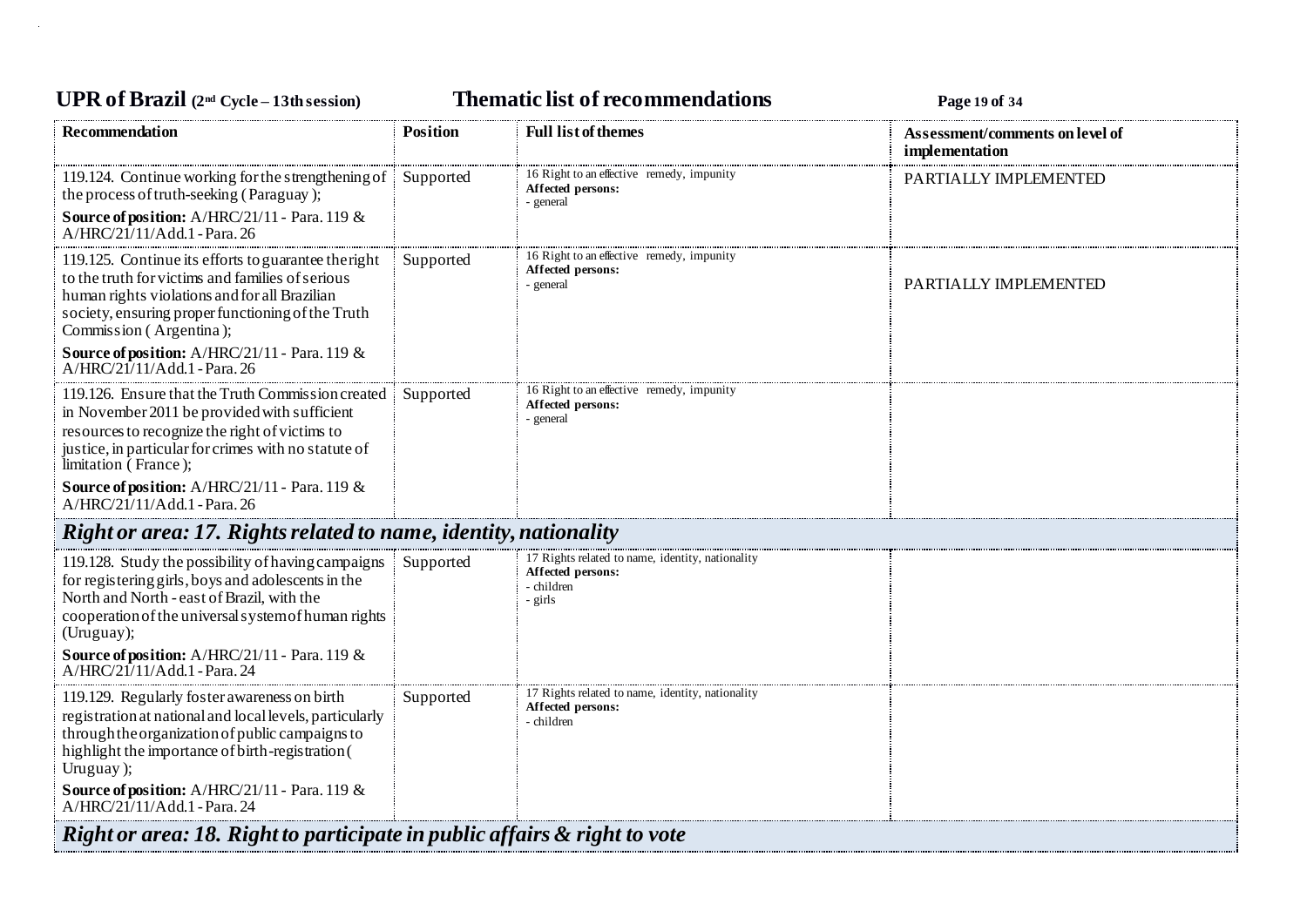| Recommendation | Position | Full list of themes | Assessment/comments on level of implementation |
|---|---|---|---|
| 119.124. Continue working for the strengthening of the process of truth-seeking ( Paraguay );<br>**Source of position:** A/HRC/21/11 - Para. 119 & A/HRC/21/11/Add.1 - Para. 26 | Supported | 16 Right to an effective remedy, impunity<br>**Affected persons:**<br>- general | PARTIALLY IMPLEMENTED |
| 119.125. Continue its efforts to guarantee the right to the truth for victims and families of serious human rights violations and for all Brazilian society, ensuring proper functioning of the Truth Commission ( Argentina );<br>**Source of position:** A/HRC/21/11 - Para. 119 & A/HRC/21/11/Add.1 - Para. 26 | Supported | 16 Right to an effective remedy, impunity<br>**Affected persons:**<br>- general | PARTIALLY IMPLEMENTED |
| 119.126. Ensure that the Truth Commission created in November 2011 be provided with sufficient resources to recognize the right of victims to justice, in particular for crimes with no statute of limitation ( France );<br>**Source of position:** A/HRC/21/11 - Para. 119 & A/HRC/21/11/Add.1 - Para. 26 | Supported | 16 Right to an effective remedy, impunity<br>**Affected persons:**<br>- general | |
| ***Right or area: 17. Rights related to name, identity, nationality*** | | | |
| 119.128. Study the possibility of having campaigns for registering girls, boys and adolescents in the North and North - east of Brazil, with the cooperation of the universal system of human rights (Uruguay);<br>**Source of position:** A/HRC/21/11 - Para. 119 & A/HRC/21/11/Add.1 - Para. 24 | Supported | 17 Rights related to name, identity, nationality<br>**Affected persons:**<br>- children<br>- girls | |
| 119.129. Regularly foster awareness on birth registration at national and local levels, particularly through the organization of public campaigns to highlight the importance of birth-registration ( Uruguay );<br>**Source of position:** A/HRC/21/11 - Para. 119 & A/HRC/21/11/Add.1 - Para. 24 | Supported | 17 Rights related to name, identity, nationality<br>**Affected persons:**<br>- children | |
| ***Right or area: 18. Right to participate in public affairs & right to vote*** | | | |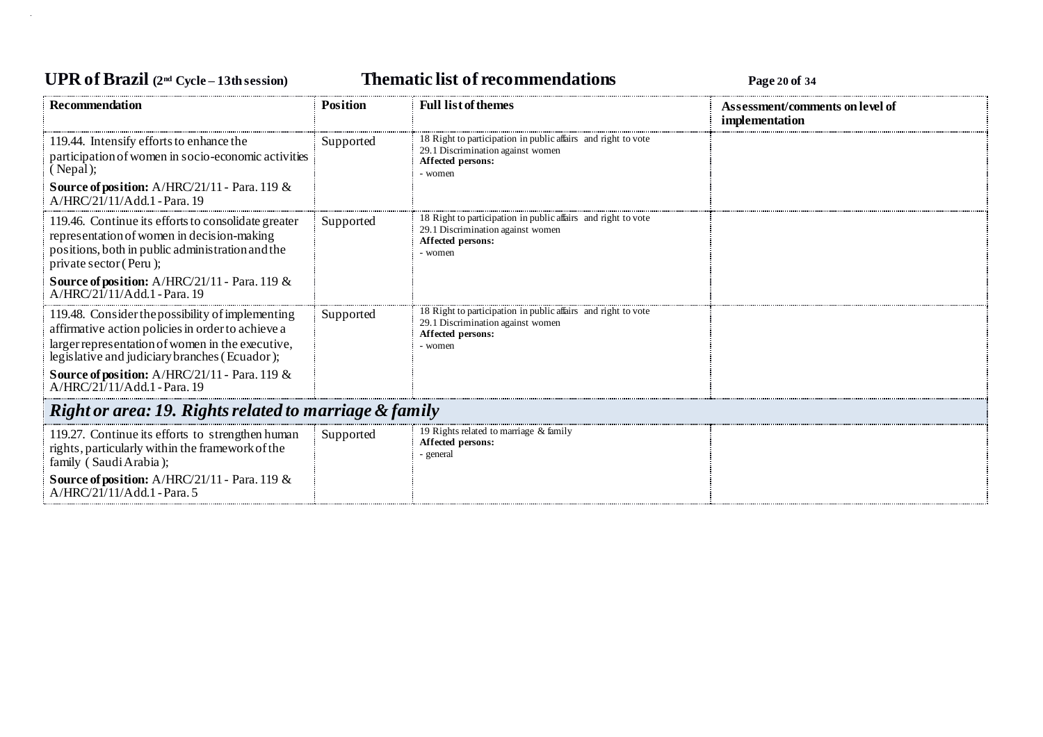| Recommendation | Position | Full list of themes | Assessment/comments on level of implementation |
|---|---|---|---|
| 119.44. Intensify efforts to enhance the participation of women in socio-economic activities ( Nepal );<br>**Source of position:** A/HRC/21/11 - Para. 119 & A/HRC/21/11/Add.1 - Para. 19 | Supported | 18 Right to participation in public affairs and right to vote<br>29.1 Discrimination against women<br>**Affected persons:**<br>- women | |
| 119.46. Continue its efforts to consolidate greater representation of women in decision-making positions, both in public administration and the private sector ( Peru );<br>**Source of position:** A/HRC/21/11 - Para. 119 & A/HRC/21/11/Add.1 - Para. 19 | Supported | 18 Right to participation in public affairs and right to vote<br>29.1 Discrimination against women<br>**Affected persons:**<br>- women | |
| 119.48. Consider the possibility of implementing affirmative action policies in order to achieve a larger representation of women in the executive, legislative and judiciary branches ( Ecuador );<br>**Source of position:** A/HRC/21/11 - Para. 119 & A/HRC/21/11/Add.1 - Para. 19 | Supported | 18 Right to participation in public affairs and right to vote<br>29.1 Discrimination against women<br>**Affected persons:**<br>- women | |
| ***Right or area: 19. Rights related to marriage & family*** | | | |
| 119.27. Continue its efforts to strengthen human rights, particularly within the framework of the family ( Saudi Arabia );<br>**Source of position:** A/HRC/21/11 - Para. 119 & A/HRC/21/11/Add.1 - Para. 5 | Supported | 19 Rights related to marriage & family<br>**Affected persons:**<br>- general | |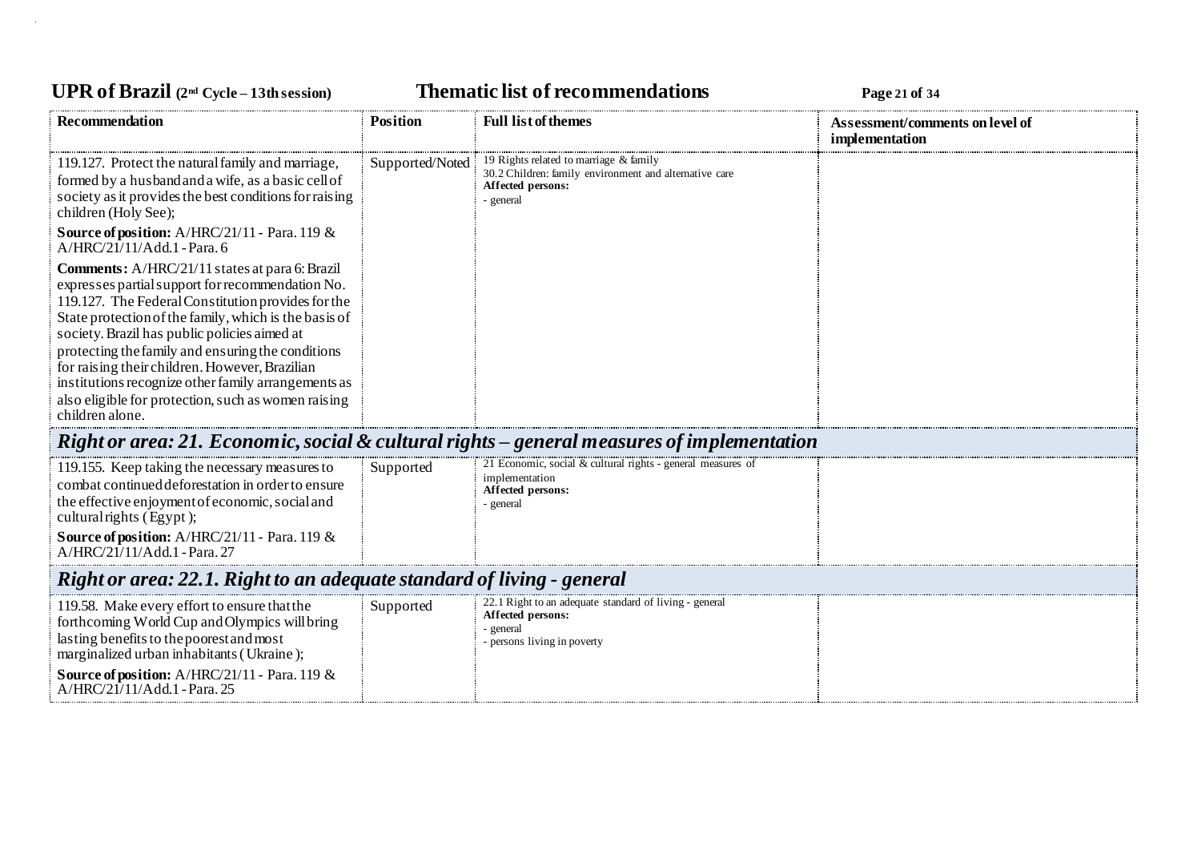| Recommendation | Position | Full list of themes | Assessment/comments on level of implementation |
|---|---|---|---|
| 119.127. Protect the natural family and marriage, formed by a husband and a wife, as a basic cell of society as it provides the best conditions for raising children (Holy See);<br><br>**Source of position:** A/HRC/21/11 - Para. 119 & A/HRC/21/11/Add.1 - Para. 6<br><br>**Comments:** A/HRC/21/11 states at para 6: Brazil expresses partial support for recommendation No. 119.127. The Federal Constitution provides for the State protection of the family, which is the basis of society. Brazil has public policies aimed at protecting the family and ensuring the conditions for raising their children. However, Brazilian institutions recognize other family arrangements as also eligible for protection, such as women raising children alone. | Supported/Noted | 19 Rights related to marriage & family<br>30.2 Children: family environment and alternative care<br>**Affected persons:**<br>- general | |
| ***Right or area: 21. Economic, social & cultural rights – general measures of implementation*** | | | |
| 119.155. Keep taking the necessary measures to combat continued deforestation in order to ensure the effective enjoyment of economic, social and cultural rights (Egypt);<br><br>**Source of position:** A/HRC/21/11 - Para. 119 & A/HRC/21/11/Add.1 - Para. 27 | Supported | 21 Economic, social & cultural rights - general measures of implementation<br>**Affected persons:**<br>- general | |
| ***Right or area: 22.1. Right to an adequate standard of living - general*** | | | |
| 119.58. Make every effort to ensure that the forthcoming World Cup and Olympics will bring lasting benefits to the poorest and most marginalized urban inhabitants (Ukraine);<br><br>**Source of position:** A/HRC/21/11 - Para. 119 & A/HRC/21/11/Add.1 - Para. 25 | Supported | 22.1 Right to an adequate standard of living - general<br>**Affected persons:**<br>- general<br>- persons living in poverty | |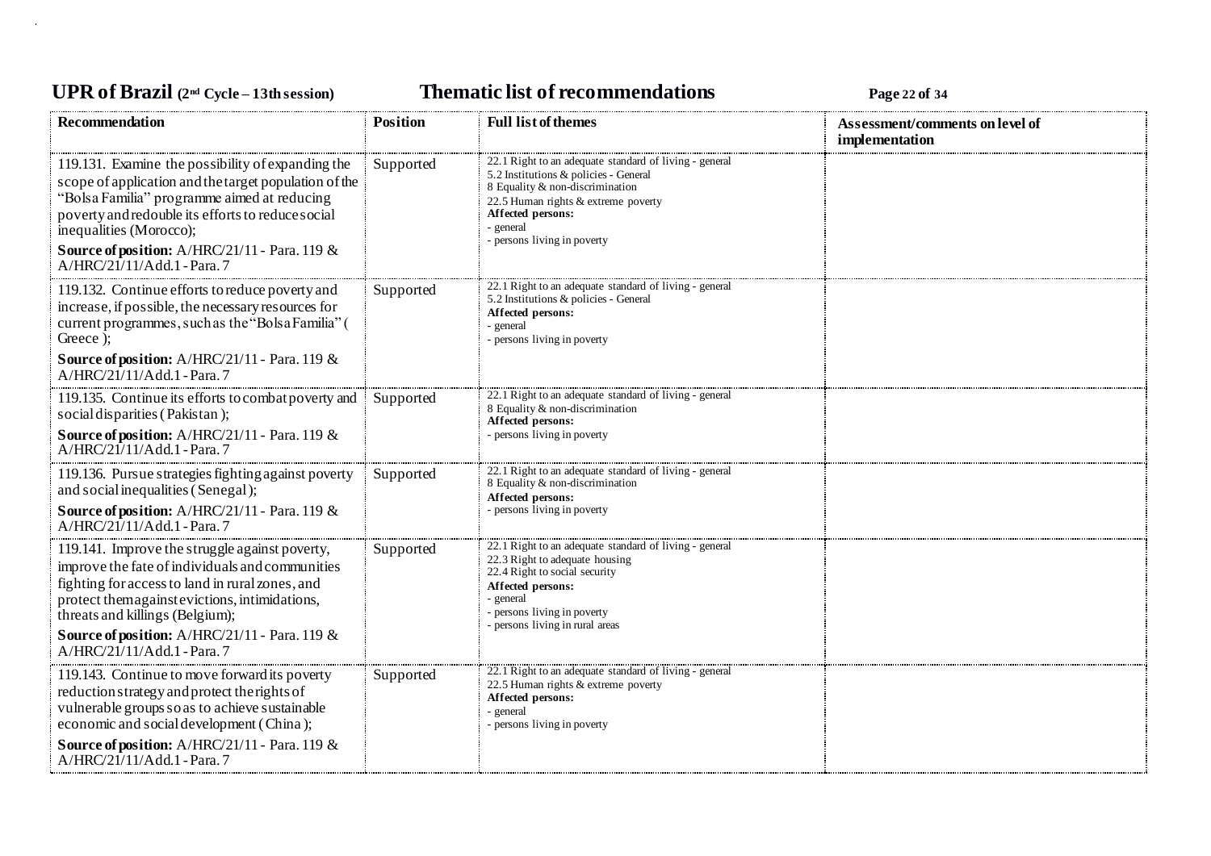| Recommendation | Position | Full list of themes | Assessment/comments on level of implementation |
|---|---|---|---|
| 119.131. Examine the possibility of expanding the scope of application and the target population of the "Bolsa Familia" programme aimed at reducing poverty and redouble its efforts to reduce social inequalities (Morocco);<br>**Source of position:** A/HRC/21/11 - Para. 119 & A/HRC/21/11/Add.1 - Para. 7 | Supported | 22.1 Right to an adequate standard of living - general<br>5.2 Institutions & policies - General<br>8 Equality & non-discrimination<br>22.5 Human rights & extreme poverty<br>**Affected persons:**<br>- general<br>- persons living in poverty | |
| 119.132. Continue efforts to reduce poverty and increase, if possible, the necessary resources for current programmes, such as the "Bolsa Familia" ( Greece );<br>**Source of position:** A/HRC/21/11 - Para. 119 & A/HRC/21/11/Add.1 - Para. 7 | Supported | 22.1 Right to an adequate standard of living - general<br>5.2 Institutions & policies - General<br>**Affected persons:**<br>- general<br>- persons living in poverty | |
| 119.135. Continue its efforts to combat poverty and social disparities ( Pakistan );<br>**Source of position:** A/HRC/21/11 - Para. 119 & A/HRC/21/11/Add.1 - Para. 7 | Supported | 22.1 Right to an adequate standard of living - general<br>8 Equality & non-discrimination<br>**Affected persons:**<br>- persons living in poverty | |
| 119.136. Pursue strategies fighting against poverty and social inequalities ( Senegal );<br>**Source of position:** A/HRC/21/11 - Para. 119 & A/HRC/21/11/Add.1 - Para. 7 | Supported | 22.1 Right to an adequate standard of living - general<br>8 Equality & non-discrimination<br>**Affected persons:**<br>- persons living in poverty | |
| 119.141. Improve the struggle against poverty, improve the fate of individuals and communities fighting for access to land in rural zones, and protect them against evictions, intimidations, threats and killings (Belgium);<br>**Source of position:** A/HRC/21/11 - Para. 119 & A/HRC/21/11/Add.1 - Para. 7 | Supported | 22.1 Right to an adequate standard of living - general<br>22.3 Right to adequate housing<br>22.4 Right to social security<br>**Affected persons:**<br>- general<br>- persons living in poverty<br>- persons living in rural areas | |
| 119.143. Continue to move forward its poverty reduction strategy and protect the rights of vulnerable groups so as to achieve sustainable economic and social development ( China );<br>**Source of position:** A/HRC/21/11 - Para. 119 & A/HRC/21/11/Add.1 - Para. 7 | Supported | 22.1 Right to an adequate standard of living - general<br>22.5 Human rights & extreme poverty<br>**Affected persons:**<br>- general<br>- persons living in poverty | |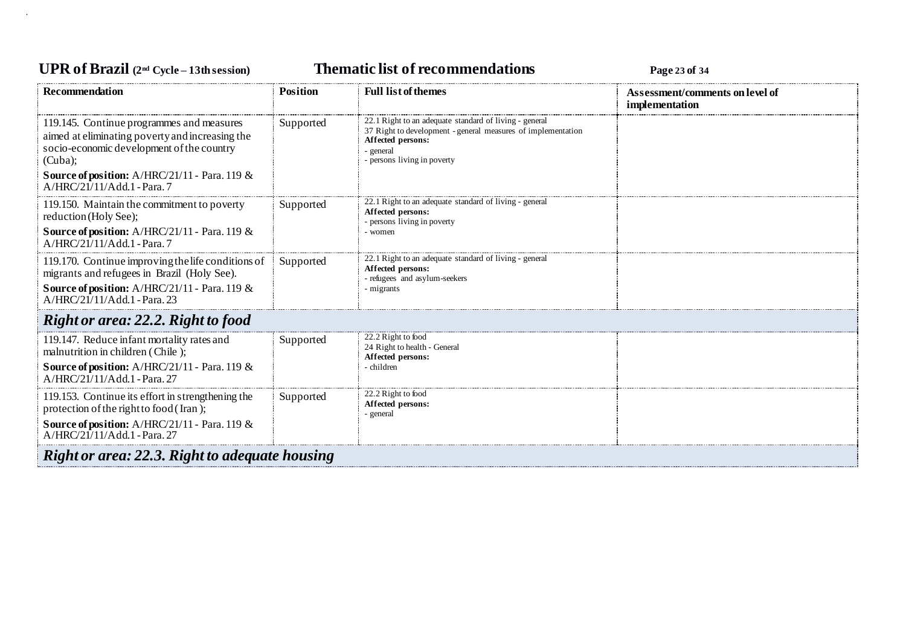| Recommendation | Position | Full list of themes | Assessment/comments on level of implementation |
|---|---|---|---|
| 119.145. Continue programmes and measures aimed at eliminating poverty and increasing the socio-economic development of the country (Cuba);<br>**Source of position:** A/HRC/21/11 - Para. 119 & A/HRC/21/11/Add.1 - Para. 7 | Supported | 22.1 Right to an adequate standard of living - general<br>37 Right to development - general measures of implementation<br>**Affected persons:**<br>- general<br>- persons living in poverty | |
| 119.150. Maintain the commitment to poverty reduction (Holy See);<br>**Source of position:** A/HRC/21/11 - Para. 119 & A/HRC/21/11/Add.1 - Para. 7 | Supported | 22.1 Right to an adequate standard of living - general<br>**Affected persons:**<br>- persons living in poverty<br>- women | |
| 119.170. Continue improving the life conditions of migrants and refugees in Brazil (Holy See).<br>**Source of position:** A/HRC/21/11 - Para. 119 & A/HRC/21/11/Add.1 - Para. 23 | Supported | 22.1 Right to an adequate standard of living - general<br>**Affected persons:**<br>- refugees and asylum-seekers<br>- migrants | |
| ***Right or area: 22.2. Right to food*** | | | |
| 119.147. Reduce infant mortality rates and malnutrition in children (Chile );<br>**Source of position:** A/HRC/21/11 - Para. 119 & A/HRC/21/11/Add.1 - Para. 27 | Supported | 22.2 Right to food<br>24 Right to health - General<br>**Affected persons:**<br>- children | |
| 119.153. Continue its effort in strengthening the protection of the right to food (Iran );<br>**Source of position:** A/HRC/21/11 - Para. 119 & A/HRC/21/11/Add.1 - Para. 27 | Supported | 22.2 Right to food<br>**Affected persons:**<br>- general | |
| ***Right or area: 22.3. Right to adequate housing*** | | | |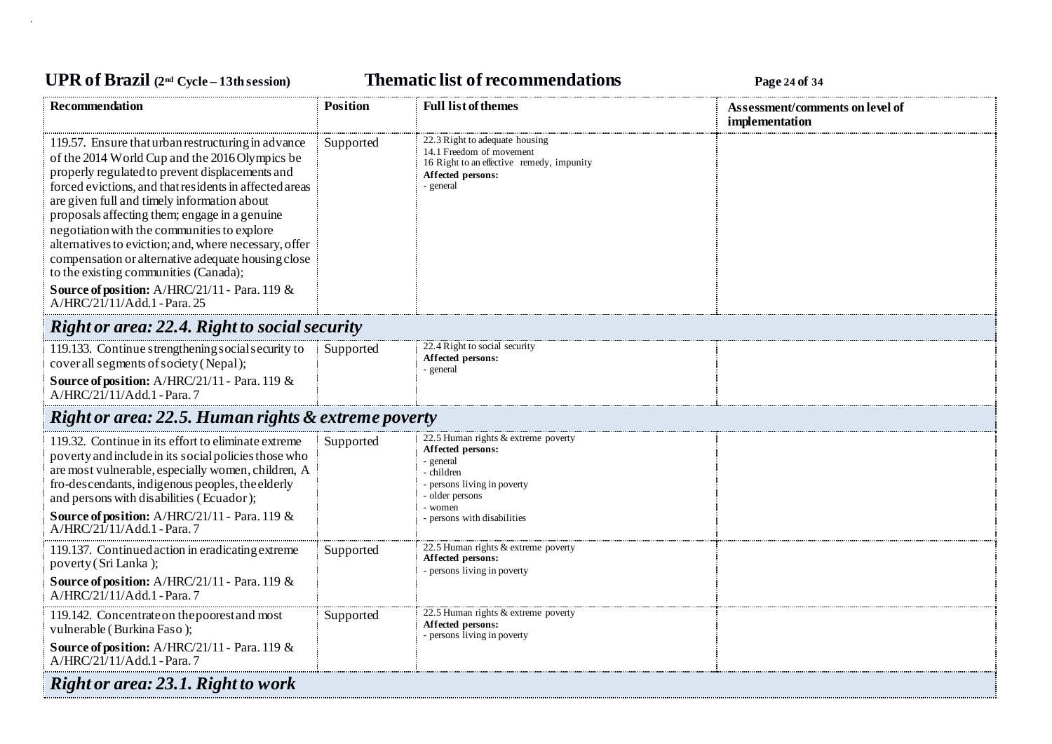| Recommendation | Position | Full list of themes | Assessment/comments on level of implementation |
|---|---|---|---|
| 119.57. Ensure that urban restructuring in advance of the 2014 World Cup and the 2016 Olympics be properly regulated to prevent displacements and forced evictions, and that residents in affected areas are given full and timely information about proposals affecting them; engage in a genuine negotiation with the communities to explore alternatives to eviction; and, where necessary, offer compensation or alternative adequate housing close to the existing communities (Canada);<br>**Source of position:** A/HRC/21/11 - Para. 119 & A/HRC/21/11/Add.1 - Para. 25 | Supported | 22.3 Right to adequate housing<br>14.1 Freedom of movement<br>16 Right to an effective remedy, impunity<br>**Affected persons:**<br>- general | |
| ***Right or area: 22.4. Right to social security*** | | | |
| 119.133. Continue strengthening social security to cover all segments of society (Nepal);<br>**Source of position:** A/HRC/21/11 - Para. 119 & A/HRC/21/11/Add.1 - Para. 7 | Supported | 22.4 Right to social security<br>**Affected persons:**<br>- general | |
| ***Right or area: 22.5. Human rights & extreme poverty*** | | | |
| 119.32. Continue in its effort to eliminate extreme poverty and include in its social policies those who are most vulnerable, especially women, children, Afro-descendants, indigenous peoples, the elderly and persons with disabilities (Ecuador);<br>**Source of position:** A/HRC/21/11 - Para. 119 & A/HRC/21/11/Add.1 - Para. 7 | Supported | 22.5 Human rights & extreme poverty<br>**Affected persons:**<br>- general<br>- children<br>- persons living in poverty<br>- older persons<br>- women<br>- persons with disabilities | |
| 119.137. Continued action in eradicating extreme poverty (Sri Lanka);<br>**Source of position:** A/HRC/21/11 - Para. 119 & A/HRC/21/11/Add.1 - Para. 7 | Supported | 22.5 Human rights & extreme poverty<br>**Affected persons:**<br>- persons living in poverty | |
| 119.142. Concentrate on the poorest and most vulnerable (Burkina Faso);<br>**Source of position:** A/HRC/21/11 - Para. 119 & A/HRC/21/11/Add.1 - Para. 7 | Supported | 22.5 Human rights & extreme poverty<br>**Affected persons:**<br>- persons living in poverty | |
| ***Right or area: 23.1. Right to work*** | | | |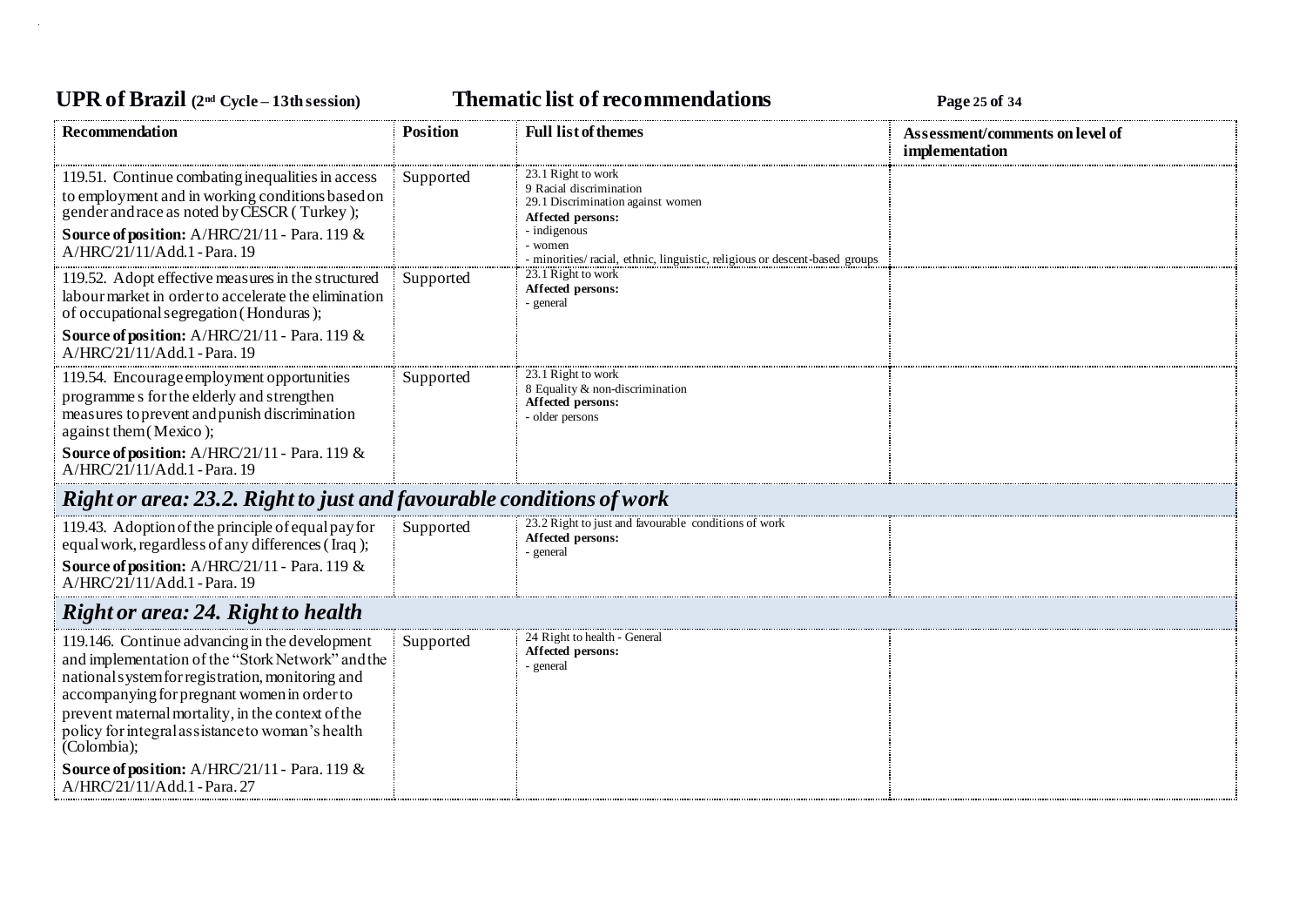| Recommendation | Position | Full list of themes | Assessment/comments on level of implementation |
|---|---|---|---|
| 119.51. Continue combating inequalities in access to employment and in working conditions based on gender and race as noted by CESCR ( Turkey );<br>**Source of position:** A/HRC/21/11 - Para. 119 & A/HRC/21/11/Add.1 - Para. 19 | Supported | 23.1 Right to work<br>9 Racial discrimination<br>29.1 Discrimination against women<br>**Affected persons:**<br>- indigenous<br>- women<br>- minorities/ racial, ethnic, linguistic, religious or descent-based groups | |
| 119.52. Adopt effective measures in the structured labour market in order to accelerate the elimination of occupational segregation ( Honduras );<br>**Source of position:** A/HRC/21/11 - Para. 119 & A/HRC/21/11/Add.1 - Para. 19 | Supported | 23.1 Right to work<br>**Affected persons:**<br>- general | |
| 119.54. Encourage employment opportunities programme s for the elderly and strengthen measures to prevent and punish discrimination against them ( Mexico );<br>**Source of position:** A/HRC/21/11 - Para. 119 & A/HRC/21/11/Add.1 - Para. 19 | Supported | 23.1 Right to work<br>8 Equality & non-discrimination<br>**Affected persons:**<br>- older persons | |
| ***Right or area: 23.2. Right to just and favourable conditions of work*** | | | |
| 119.43. Adoption of the principle of equal pay for equal work, regardless of any differences ( Iraq );<br>**Source of position:** A/HRC/21/11 - Para. 119 & A/HRC/21/11/Add.1 - Para. 19 | Supported | 23.2 Right to just and favourable conditions of work<br>**Affected persons:**<br>- general | |
| ***Right or area: 24. Right to health*** | | | |
| 119.146. Continue advancing in the development and implementation of the "Stork Network" and the national system for registration, monitoring and accompanying for pregnant women in order to prevent maternal mortality, in the context of the policy for integral assistance to woman's health (Colombia);<br>**Source of position:** A/HRC/21/11 - Para. 119 & A/HRC/21/11/Add.1 - Para. 27 | Supported | 24 Right to health - General<br>**Affected persons:**<br>- general | |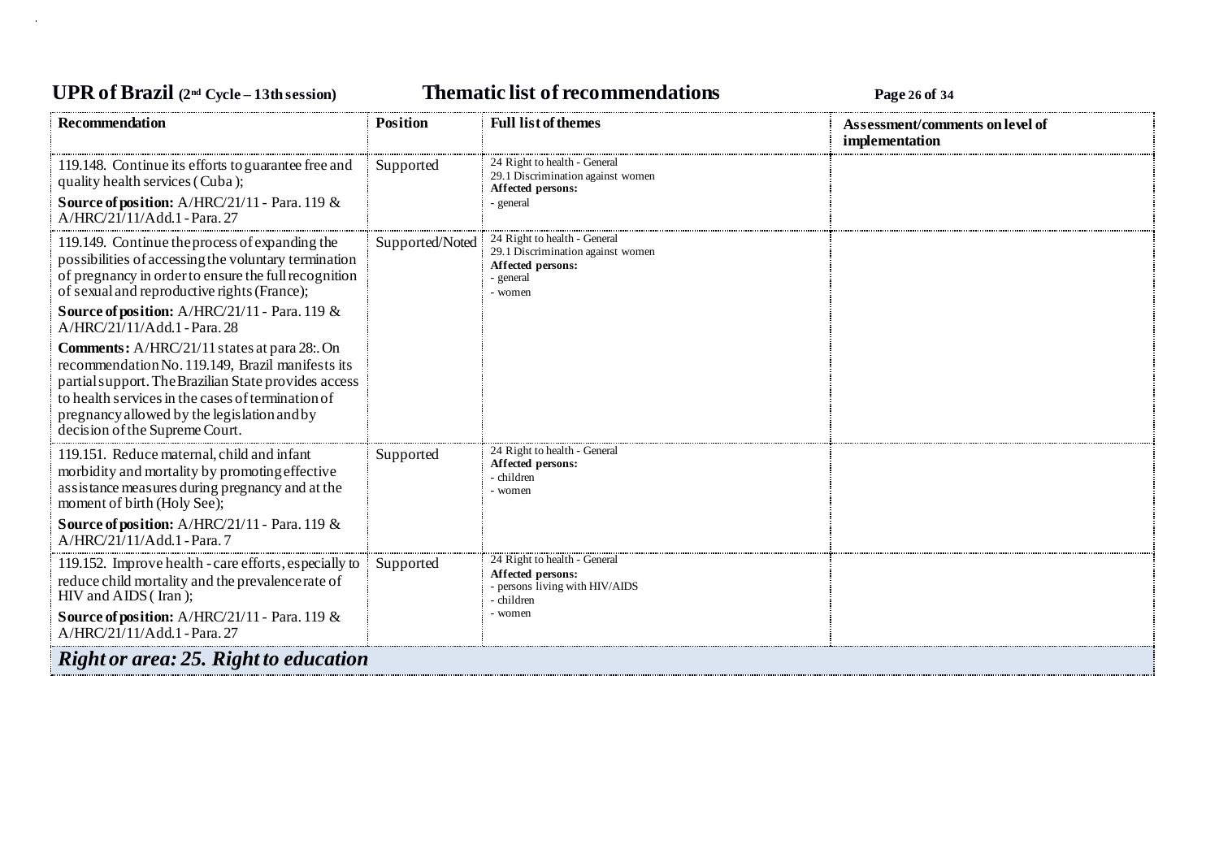| Recommendation | Position | Full list of themes | Assessment/comments on level of implementation |
|---|---|---|---|
| 119.148. Continue its efforts to guarantee free and quality health services (Cuba ); **Source of position:** A/HRC/21/11 - Para. 119 & A/HRC/21/11/Add.1 - Para. 27 | Supported | 24 Right to health - General 29.1 Discrimination against women **Affected persons:** - general | |
| 119.149. Continue the process of expanding the possibilities of accessing the voluntary termination of pregnancy in order to ensure the full recognition of sexual and reproductive rights (France); **Source of position:** A/HRC/21/11 - Para. 119 & A/HRC/21/11/Add.1 - Para. 28 **Comments:** A/HRC/21/11 states at para 28:. On recommendation No. 119.149, Brazil manifests its partial support. The Brazilian State provides access to health services in the cases of termination of pregnancy allowed by the legislation and by decision of the Supreme Court. | Supported/Noted | 24 Right to health - General 29.1 Discrimination against women **Affected persons:** - general - women | |
| 119.151. Reduce maternal, child and infant morbidity and mortality by promoting effective assistance measures during pregnancy and at the moment of birth (Holy See); **Source of position:** A/HRC/21/11 - Para. 119 & A/HRC/21/11/Add.1 - Para. 7 | Supported | 24 Right to health - General **Affected persons:** - children - women | |
| 119.152. Improve health - care efforts, especially to reduce child mortality and the prevalence rate of HIV and AIDS ( Iran ); **Source of position:** A/HRC/21/11 - Para. 119 & A/HRC/21/11/Add.1 - Para. 27 | Supported | 24 Right to health - General **Affected persons:** - persons living with HIV/AIDS - children - women | |

***Right or area: 25. Right to education***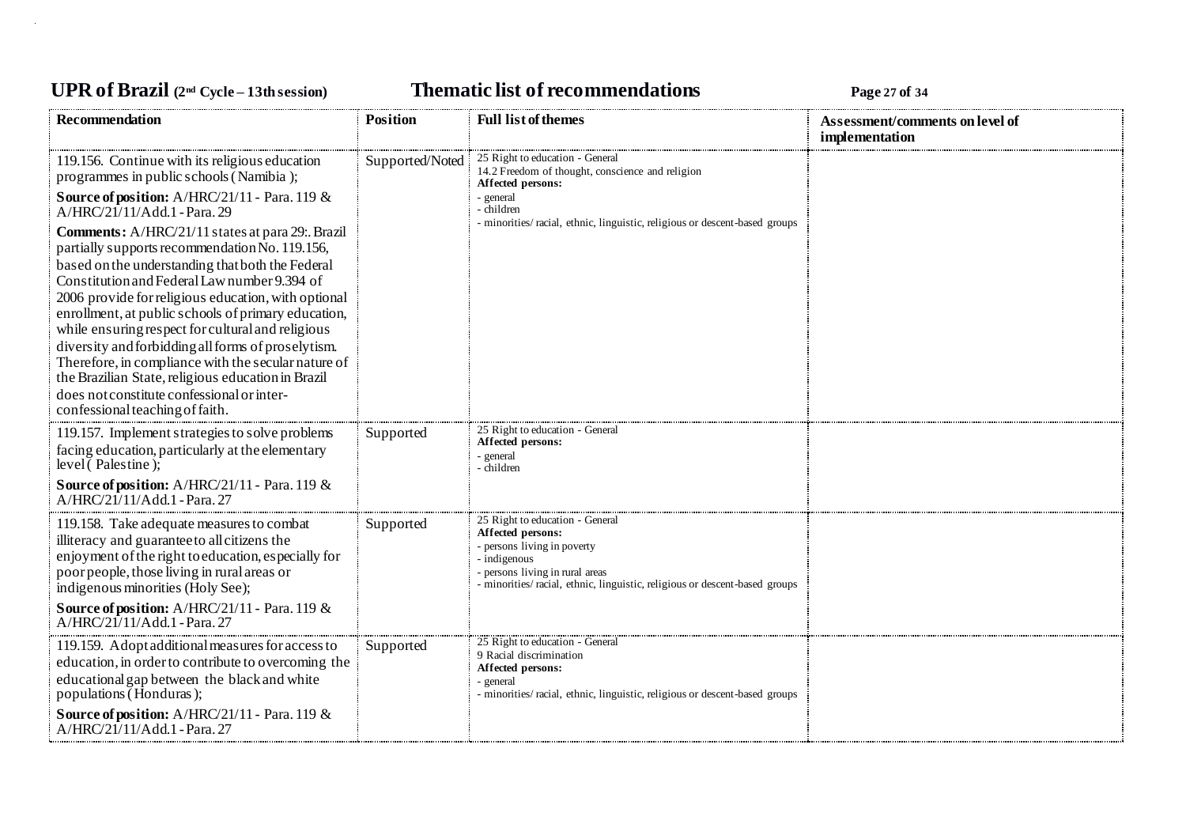| Recommendation | Position | Full list of themes | Assessment/comments on level of implementation |
|---|---|---|---|
| 119.156. Continue with its religious education programmes in public schools ( Namibia );<br><br>**Source of position:** A/HRC/21/11 - Para. 119 & A/HRC/21/11/Add.1 - Para. 29<br><br>**Comments:** A/HRC/21/11 states at para 29:. Brazil partially supports recommendation No. 119.156, based on the understanding that both the Federal Constitution and Federal Law number 9.394 of 2006 provide for religious education, with optional enrollment, at public schools of primary education, while ensuring respect for cultural and religious diversity and forbidding all forms of proselytism. Therefore, in compliance with the secular nature of the Brazilian State, religious education in Brazil does not constitute confessional or inter-confessional teaching of faith. | Supported/Noted | 25 Right to education - General<br>14.2 Freedom of thought, conscience and religion<br>**Affected persons:**<br>- general<br>- children<br>- minorities/ racial, ethnic, linguistic, religious or descent-based groups | |
| 119.157. Implement strategies to solve problems facing education, particularly at the elementary level ( Palestine );<br><br>**Source of position:** A/HRC/21/11 - Para. 119 & A/HRC/21/11/Add.1 - Para. 27 | Supported | 25 Right to education - General<br>**Affected persons:**<br>- general<br>- children | |
| 119.158. Take adequate measures to combat illiteracy and guarantee to all citizens the enjoyment of the right to education, especially for poor people, those living in rural areas or indigenous minorities (Holy See);<br><br>**Source of position:** A/HRC/21/11 - Para. 119 & A/HRC/21/11/Add.1 - Para. 27 | Supported | 25 Right to education - General<br>**Affected persons:**<br>- persons living in poverty<br>- indigenous<br>- persons living in rural areas<br>- minorities/ racial, ethnic, linguistic, religious or descent-based groups | |
| 119.159. Adopt additional measures for access to education, in order to contribute to overcoming the educational gap between the black and white populations ( Honduras );<br><br>**Source of position:** A/HRC/21/11 - Para. 119 & A/HRC/21/11/Add.1 - Para. 27 | Supported | 25 Right to education - General<br>9 Racial discrimination<br>**Affected persons:**<br>- general<br>- minorities/ racial, ethnic, linguistic, religious or descent-based groups | |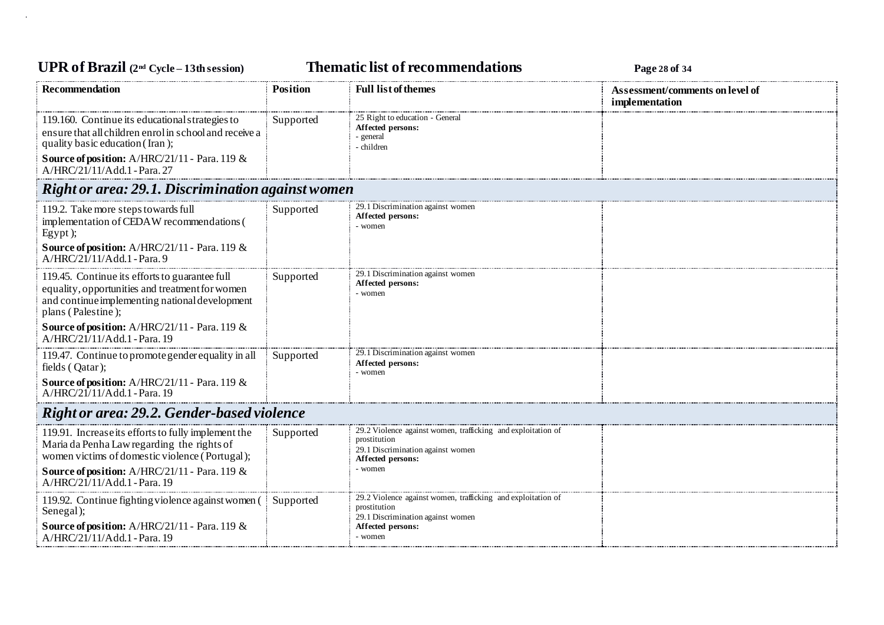| Recommendation | Position | Full list of themes | Assessment/comments on level of implementation |
|---|---|---|---|
| 119.160. Continue its educational strategies to ensure that all children enrol in school and receive a quality basic education ( Iran );<br>**Source of position:** A/HRC/21/11 - Para. 119 & A/HRC/21/11/Add.1 - Para. 27 | Supported | 25 Right to education - General<br>**Affected persons:**<br>- general<br>- children | |

## *Right or area: 29.1. Discrimination against women*

| Recommendation | Position | Full list of themes | Assessment/comments on level of implementation |
|---|---|---|---|
| 119.2. Take more steps towards full implementation of CEDAW recommendations ( Egypt );<br>**Source of position:** A/HRC/21/11 - Para. 119 & A/HRC/21/11/Add.1 - Para. 9 | Supported | 29.1 Discrimination against women<br>**Affected persons:**<br>- women | |
| 119.45. Continue its efforts to guarantee full equality, opportunities and treatment for women and continue implementing national development plans ( Palestine );<br>**Source of position:** A/HRC/21/11 - Para. 119 & A/HRC/21/11/Add.1 - Para. 19 | Supported | 29.1 Discrimination against women<br>**Affected persons:**<br>- women | |
| 119.47. Continue to promote gender equality in all fields ( Qatar );<br>**Source of position:** A/HRC/21/11 - Para. 119 & A/HRC/21/11/Add.1 - Para. 19 | Supported | 29.1 Discrimination against women<br>**Affected persons:**<br>- women | |

## *Right or area: 29.2. Gender-based violence*

| Recommendation | Position | Full list of themes | Assessment/comments on level of implementation |
|---|---|---|---|
| 119.91. Increase its efforts to fully implement the Maria da Penha Law regarding the rights of women victims of domestic violence ( Portugal );<br>**Source of position:** A/HRC/21/11 - Para. 119 & A/HRC/21/11/Add.1 - Para. 19 | Supported | 29.2 Violence against women, trafficking and exploitation of prostitution<br>29.1 Discrimination against women<br>**Affected persons:**<br>- women | |
| 119.92. Continue fighting violence against women ( Senegal );<br>**Source of position:** A/HRC/21/11 - Para. 119 & A/HRC/21/11/Add.1 - Para. 19 | Supported | 29.2 Violence against women, trafficking and exploitation of prostitution<br>29.1 Discrimination against women<br>**Affected persons:**<br>- women | |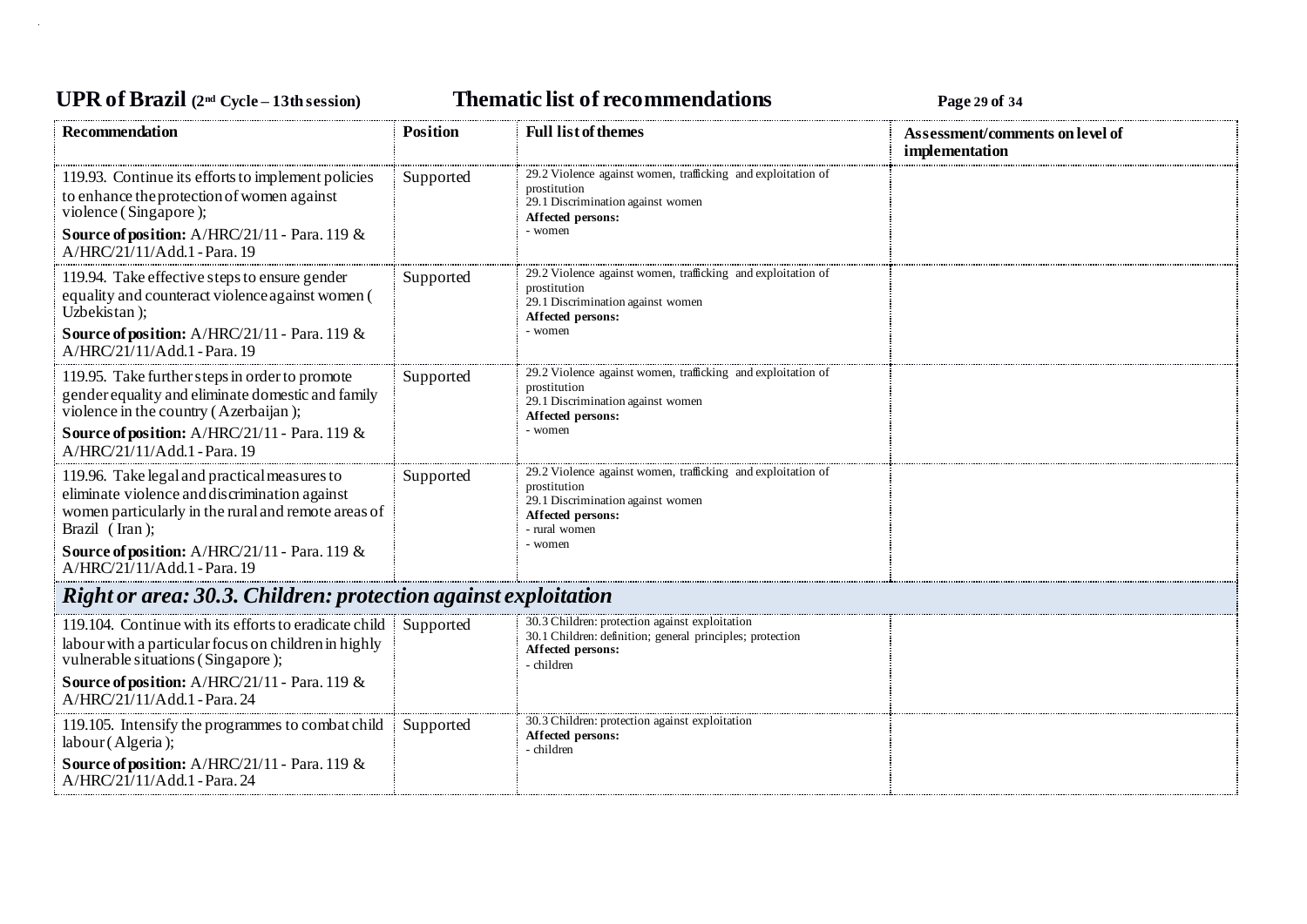| Recommendation | Position | Full list of themes | Assessment/comments on level of implementation |
|---|---|---|---|
| 119.93. Continue its efforts to implement policies to enhance the protection of women against violence ( Singapore );<br>**Source of position:** A/HRC/21/11 - Para. 119 & A/HRC/21/11/Add.1 - Para. 19 | Supported | 29.2 Violence against women, trafficking and exploitation of prostitution<br>29.1 Discrimination against women<br>**Affected persons:**<br>- women | |
| 119.94. Take effective steps to ensure gender equality and counteract violence against women ( Uzbekistan );<br>**Source of position:** A/HRC/21/11 - Para. 119 & A/HRC/21/11/Add.1 - Para. 19 | Supported | 29.2 Violence against women, trafficking and exploitation of prostitution<br>29.1 Discrimination against women<br>**Affected persons:**<br>- women | |
| 119.95. Take further steps in order to promote gender equality and eliminate domestic and family violence in the country ( Azerbaijan );<br>**Source of position:** A/HRC/21/11 - Para. 119 & A/HRC/21/11/Add.1 - Para. 19 | Supported | 29.2 Violence against women, trafficking and exploitation of prostitution<br>29.1 Discrimination against women<br>**Affected persons:**<br>- women | |
| 119.96. Take legal and practical measures to eliminate violence and discrimination against women particularly in the rural and remote areas of Brazil ( Iran );<br>**Source of position:** A/HRC/21/11 - Para. 119 & A/HRC/21/11/Add.1 - Para. 19 | Supported | 29.2 Violence against women, trafficking and exploitation of prostitution<br>29.1 Discrimination against women<br>**Affected persons:**<br>- rural women<br>- women | |
| ***Right or area: 30.3. Children: protection against exploitation*** | | | |
| 119.104. Continue with its efforts to eradicate child labour with a particular focus on children in highly vulnerable situations ( Singapore );<br>**Source of position:** A/HRC/21/11 - Para. 119 & A/HRC/21/11/Add.1 - Para. 24 | Supported | 30.3 Children: protection against exploitation<br>30.1 Children: definition; general principles; protection<br>**Affected persons:**<br>- children | |
| 119.105. Intensify the programmes to combat child labour ( Algeria );<br>**Source of position:** A/HRC/21/11 - Para. 119 & A/HRC/21/11/Add.1 - Para. 24 | Supported | 30.3 Children: protection against exploitation<br>**Affected persons:**<br>- children | |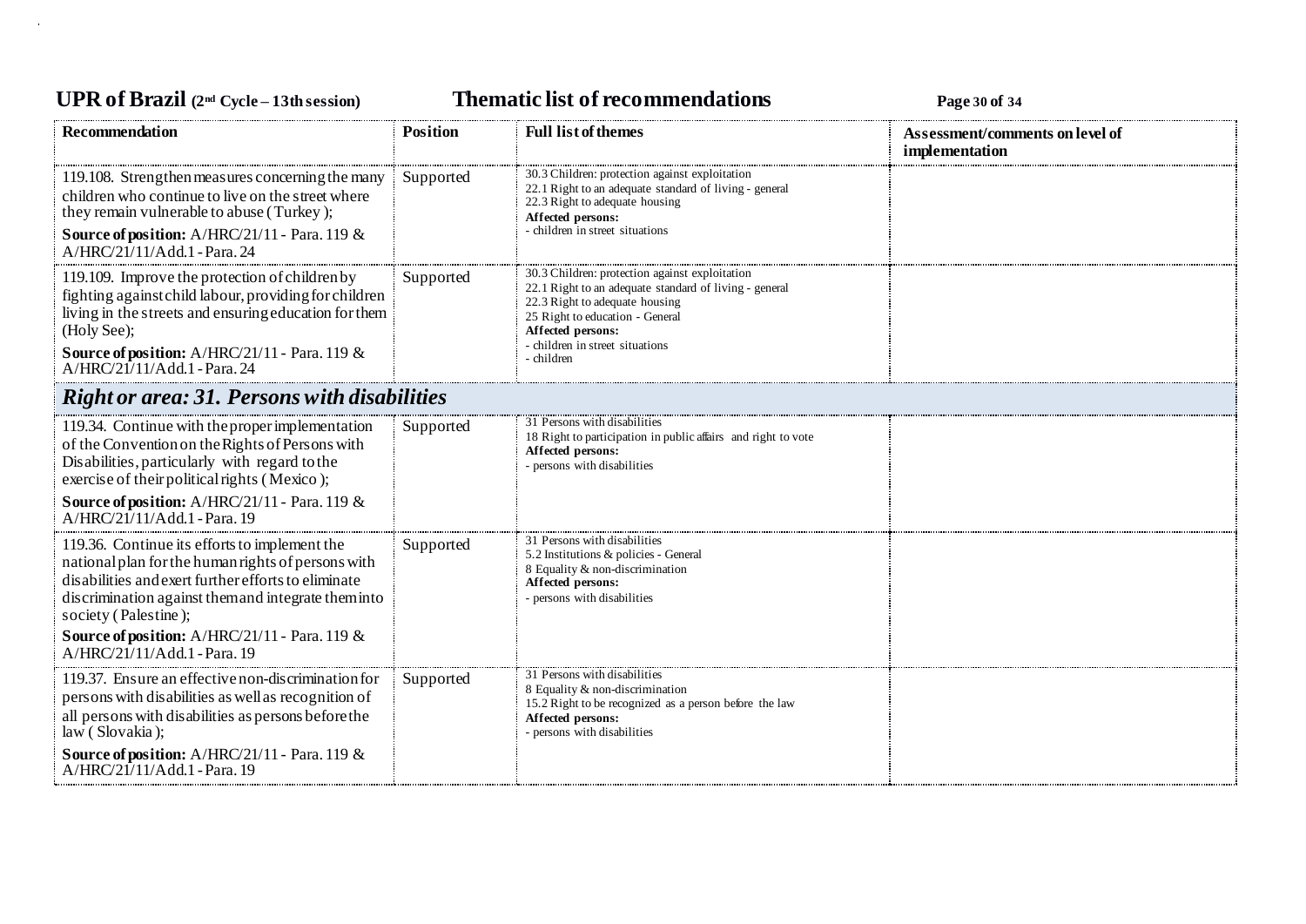| Recommendation | Position | Full list of themes | Assessment/comments on level of implementation |
|---|---|---|---|
| 119.108. Strengthen measures concerning the many children who continue to live on the street where they remain vulnerable to abuse (Turkey);<br><br>**Source of position:** A/HRC/21/11 - Para. 119 & A/HRC/21/11/Add.1 - Para. 24 | Supported | 30.3 Children: protection against exploitation<br>22.1 Right to an adequate standard of living - general<br>22.3 Right to adequate housing<br>**Affected persons:**<br>- children in street situations | |
| 119.109. Improve the protection of children by fighting against child labour, providing for children living in the streets and ensuring education for them (Holy See);<br><br>**Source of position:** A/HRC/21/11 - Para. 119 & A/HRC/21/11/Add.1 - Para. 24 | Supported | 30.3 Children: protection against exploitation<br>22.1 Right to an adequate standard of living - general<br>22.3 Right to adequate housing<br>25 Right to education - General<br>**Affected persons:**<br>- children in street situations<br>- children | |
| ***Right or area: 31. Persons with disabilities*** | | | |
| 119.34. Continue with the proper implementation of the Convention on the Rights of Persons with Disabilities, particularly with regard to the exercise of their political rights (Mexico);<br><br>**Source of position:** A/HRC/21/11 - Para. 119 & A/HRC/21/11/Add.1 - Para. 19 | Supported | 31 Persons with disabilities<br>18 Right to participation in public affairs and right to vote<br>**Affected persons:**<br>- persons with disabilities | |
| 119.36. Continue its efforts to implement the national plan for the human rights of persons with disabilities and exert further efforts to eliminate discrimination against them and integrate them into society (Palestine);<br><br>**Source of position:** A/HRC/21/11 - Para. 119 & A/HRC/21/11/Add.1 - Para. 19 | Supported | 31 Persons with disabilities<br>5.2 Institutions & policies - General<br>8 Equality & non-discrimination<br>**Affected persons:**<br>- persons with disabilities | |
| 119.37. Ensure an effective non-discrimination for persons with disabilities as well as recognition of all persons with disabilities as persons before the law (Slovakia);<br><br>**Source of position:** A/HRC/21/11 - Para. 119 & A/HRC/21/11/Add.1 - Para. 19 | Supported | 31 Persons with disabilities<br>8 Equality & non-discrimination<br>15.2 Right to be recognized as a person before the law<br>**Affected persons:**<br>- persons with disabilities | |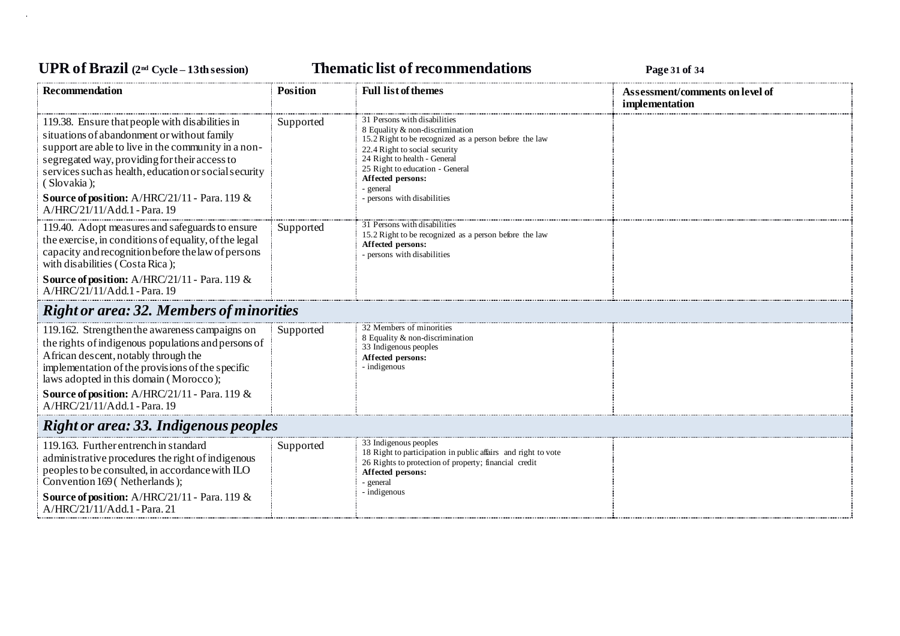| Recommendation | Position | Full list of themes | Assessment/comments on level of implementation |
|---|---|---|---|
| 119.38. Ensure that people with disabilities in situations of abandonment or without family support are able to live in the community in a non-segregated way, providing for their access to services such as health, education or social security ( Slovakia );<br>**Source of position:** A/HRC/21/11 - Para. 119 & A/HRC/21/11/Add.1 - Para. 19 | Supported | 31 Persons with disabilities<br>8 Equality & non-discrimination<br>15.2 Right to be recognized as a person before the law<br>22.4 Right to social security<br>24 Right to health - General<br>25 Right to education - General<br>**Affected persons:**<br>- general<br>- persons with disabilities | |
| 119.40. Adopt measures and safeguards to ensure the exercise, in conditions of equality, of the legal capacity and recognition before the law of persons with disabilities ( Costa Rica );<br>**Source of position:** A/HRC/21/11 - Para. 119 & A/HRC/21/11/Add.1 - Para. 19 | Supported | 31 Persons with disabilities<br>15.2 Right to be recognized as a person before the law<br>**Affected persons:**<br>- persons with disabilities | |
| ***Right or area: 32. Members of minorities*** | | | |
| 119.162. Strengthen the awareness campaigns on the rights of indigenous populations and persons of African descent, notably through the implementation of the provisions of the specific laws adopted in this domain ( Morocco );<br>**Source of position:** A/HRC/21/11 - Para. 119 & A/HRC/21/11/Add.1 - Para. 19 | Supported | 32 Members of minorities<br>8 Equality & non-discrimination<br>33 Indigenous peoples<br>**Affected persons:**<br>- indigenous | |
| ***Right or area: 33. Indigenous peoples*** | | | |
| 119.163. Further entrench in standard administrative procedures the right of indigenous peoples to be consulted, in accordance with ILO Convention 169 ( Netherlands );<br>**Source of position:** A/HRC/21/11 - Para. 119 & A/HRC/21/11/Add.1 - Para. 21 | Supported | 33 Indigenous peoples<br>18 Right to participation in public affairs and right to vote<br>26 Rights to protection of property; financial credit<br>**Affected persons:**<br>- general<br>- indigenous | |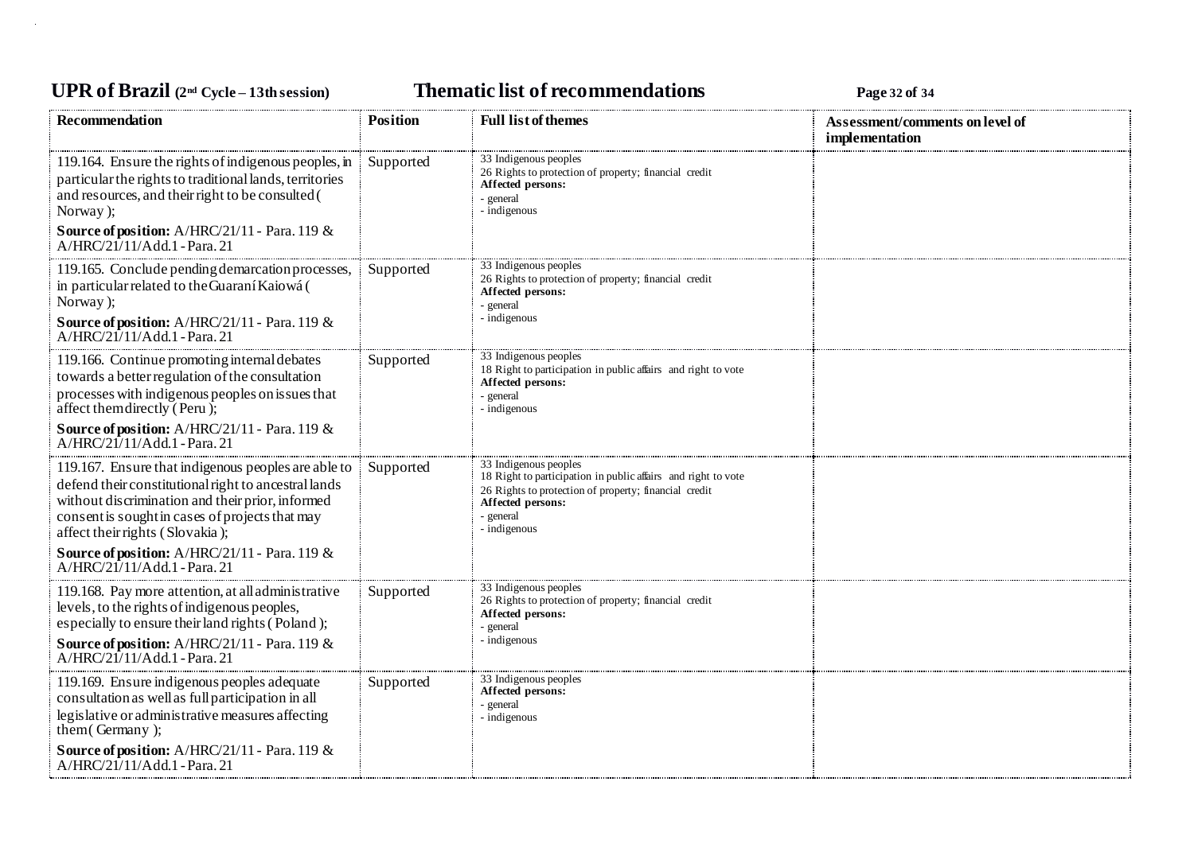| Recommendation | Position | Full list of themes | Assessment/comments on level of implementation |
| --- | --- | --- | --- |
| 119.164. Ensure the rights of indigenous peoples, in particular the rights to traditional lands, territories and resources, and their right to be consulted ( Norway ); **Source of position:** A/HRC/21/11 - Para. 119 & A/HRC/21/11/Add.1 - Para. 21 | Supported | 33 Indigenous peoples<br>26 Rights to protection of property; financial credit<br>**Affected persons:**<br>- general<br>- indigenous | |
| 119.165. Conclude pending demarcation processes, in particular related to the Guaraní Kaiowá ( Norway ); **Source of position:** A/HRC/21/11 - Para. 119 & A/HRC/21/11/Add.1 - Para. 21 | Supported | 33 Indigenous peoples<br>26 Rights to protection of property; financial credit<br>**Affected persons:**<br>- general<br>- indigenous | |
| 119.166. Continue promoting internal debates towards a better regulation of the consultation processes with indigenous peoples on issues that affect them directly ( Peru ); **Source of position:** A/HRC/21/11 - Para. 119 & A/HRC/21/11/Add.1 - Para. 21 | Supported | 33 Indigenous peoples<br>18 Right to participation in public affairs and right to vote<br>**Affected persons:**<br>- general<br>- indigenous | |
| 119.167. Ensure that indigenous peoples are able to defend their constitutional right to ancestral lands without discrimination and their prior, informed consent is sought in cases of projects that may affect their rights ( Slovakia ); **Source of position:** A/HRC/21/11 - Para. 119 & A/HRC/21/11/Add.1 - Para. 21 | Supported | 33 Indigenous peoples<br>18 Right to participation in public affairs and right to vote<br>26 Rights to protection of property; financial credit<br>**Affected persons:**<br>- general<br>- indigenous | |
| 119.168. Pay more attention, at all administrative levels, to the rights of indigenous peoples, especially to ensure their land rights ( Poland ); **Source of position:** A/HRC/21/11 - Para. 119 & A/HRC/21/11/Add.1 - Para. 21 | Supported | 33 Indigenous peoples<br>26 Rights to protection of property; financial credit<br>**Affected persons:**<br>- general<br>- indigenous | |
| 119.169. Ensure indigenous peoples adequate consultation as well as full participation in all legislative or administrative measures affecting them ( Germany ); **Source of position:** A/HRC/21/11 - Para. 119 & A/HRC/21/11/Add.1 - Para. 21 | Supported | 33 Indigenous peoples<br>**Affected persons:**<br>- general<br>- indigenous | |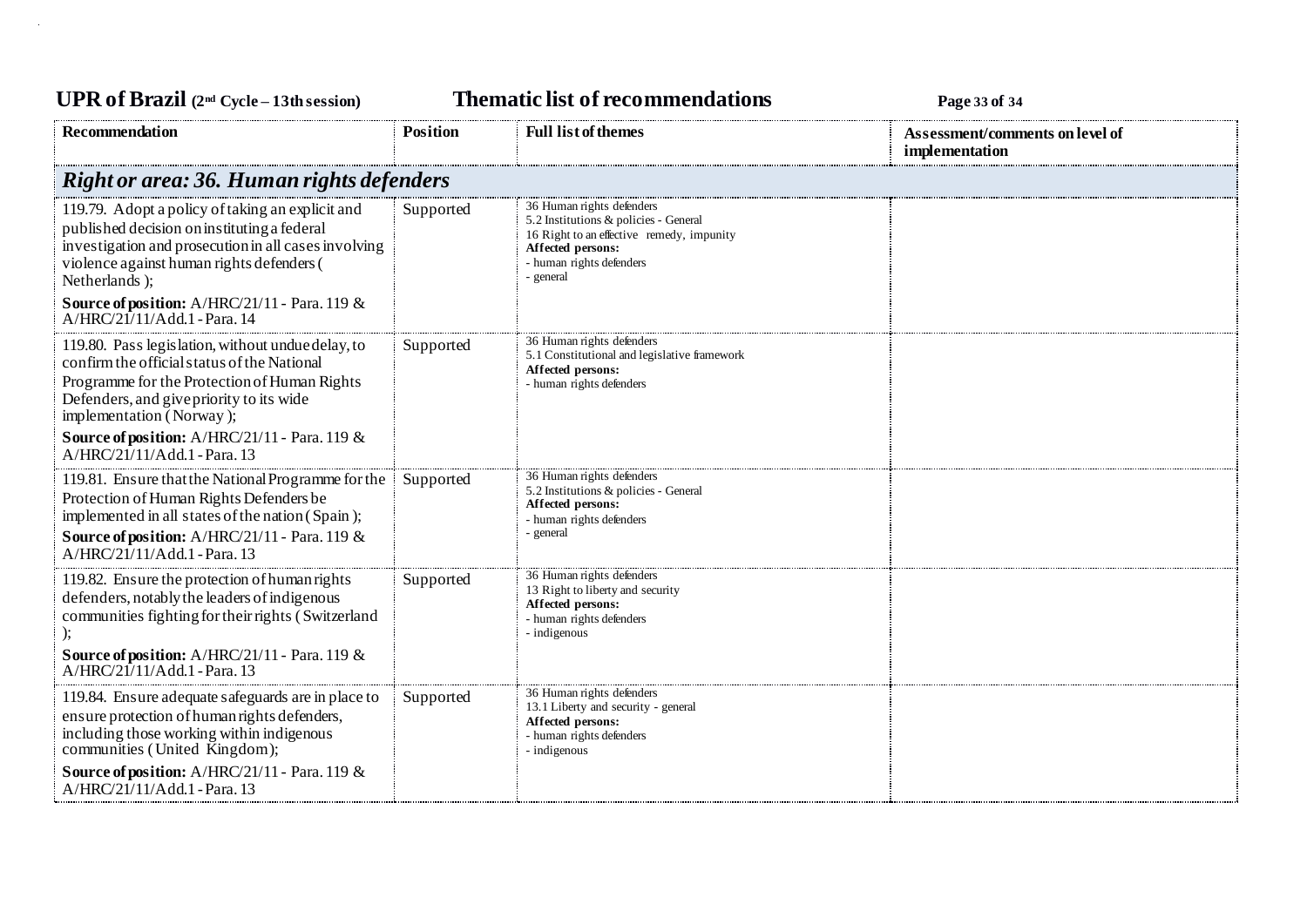| Recommendation | Position | Full list of themes | Assessment/comments on level of implementation |
|---|---|---|---|
| ***Right or area: 36. Human rights defenders*** | | | |
| 119.79. Adopt a policy of taking an explicit and published decision on instituting a federal investigation and prosecution in all cases involving violence against human rights defenders ( Netherlands );<br>**Source of position:** A/HRC/21/11 - Para. 119 & A/HRC/21/11/Add.1 - Para. 14 | Supported | 36 Human rights defenders<br>5.2 Institutions & policies - General<br>16 Right to an effective remedy, impunity<br>**Affected persons:**<br>- human rights defenders<br>- general | |
| 119.80. Pass legislation, without undue delay, to confirm the official status of the National Programme for the Protection of Human Rights Defenders, and give priority to its wide implementation ( Norway );<br>**Source of position:** A/HRC/21/11 - Para. 119 & A/HRC/21/11/Add.1 - Para. 13 | Supported | 36 Human rights defenders<br>5.1 Constitutional and legislative framework<br>**Affected persons:**<br>- human rights defenders | |
| 119.81. Ensure that the National Programme for the Protection of Human Rights Defenders be implemented in all states of the nation ( Spain );<br>**Source of position:** A/HRC/21/11 - Para. 119 & A/HRC/21/11/Add.1 - Para. 13 | Supported | 36 Human rights defenders<br>5.2 Institutions & policies - General<br>**Affected persons:**<br>- human rights defenders<br>- general | |
| 119.82. Ensure the protection of human rights defenders, notably the leaders of indigenous communities fighting for their rights ( Switzerland );<br>**Source of position:** A/HRC/21/11 - Para. 119 & A/HRC/21/11/Add.1 - Para. 13 | Supported | 36 Human rights defenders<br>13 Right to liberty and security<br>**Affected persons:**<br>- human rights defenders<br>- indigenous | |
| 119.84. Ensure adequate safeguards are in place to ensure protection of human rights defenders, including those working within indigenous communities ( United Kingdom );<br>**Source of position:** A/HRC/21/11 - Para. 119 & A/HRC/21/11/Add.1 - Para. 13 | Supported | 36 Human rights defenders<br>13.1 Liberty and security - general<br>**Affected persons:**<br>- human rights defenders<br>- indigenous | |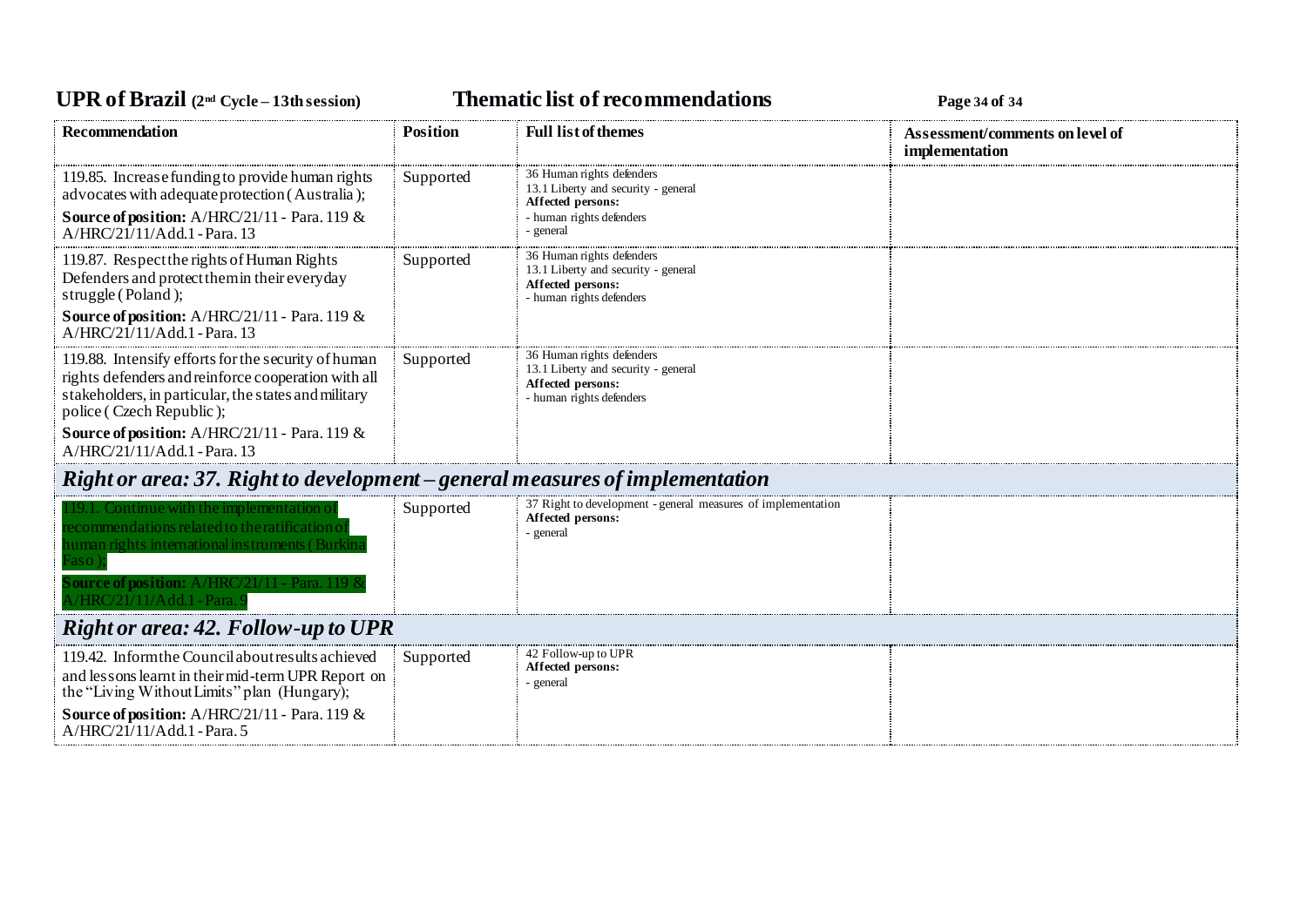| Recommendation | Position | Full list of themes | Assessment/comments on level of implementation |
|---|---|---|---|
| 119.85. Increase funding to provide human rights advocates with adequate protection (Australia); **Source of position:** A/HRC/21/11 - Para. 119 & A/HRC/21/11/Add.1 - Para. 13 | Supported | 36 Human rights defenders<br>13.1 Liberty and security - general<br>**Affected persons:**<br>- human rights defenders<br>- general | |
| 119.87. Respect the rights of Human Rights Defenders and protect them in their everyday struggle (Poland); **Source of position:** A/HRC/21/11 - Para. 119 & A/HRC/21/11/Add.1 - Para. 13 | Supported | 36 Human rights defenders<br>13.1 Liberty and security - general<br>**Affected persons:**<br>- human rights defenders | |
| 119.88. Intensify efforts for the security of human rights defenders and reinforce cooperation with all stakeholders, in particular, the states and military police (Czech Republic); **Source of position:** A/HRC/21/11 - Para. 119 & A/HRC/21/11/Add.1 - Para. 13 | Supported | 36 Human rights defenders<br>13.1 Liberty and security - general<br>**Affected persons:**<br>- human rights defenders | |
| ***Right or area: 37. Right to development – general measures of implementation*** | | | |
| 119.1. Continue with the implementation of recommendations related to the ratification of human rights international instruments (Burkina Faso); **Source of position:** A/HRC/21/11 - Para. 119 & A/HRC/21/11/Add.1 - Para. 9 | Supported | 37 Right to development - general measures of implementation<br>**Affected persons:**<br>- general | |
| ***Right or area: 42. Follow-up to UPR*** | | | |
| 119.42. Inform the Council about results achieved and lessons learnt in their mid-term UPR Report on the "Living Without Limits" plan (Hungary); **Source of position:** A/HRC/21/11 - Para. 119 & A/HRC/21/11/Add.1 - Para. 5 | Supported | 42 Follow-up to UPR<br>**Affected persons:**<br>- general | |